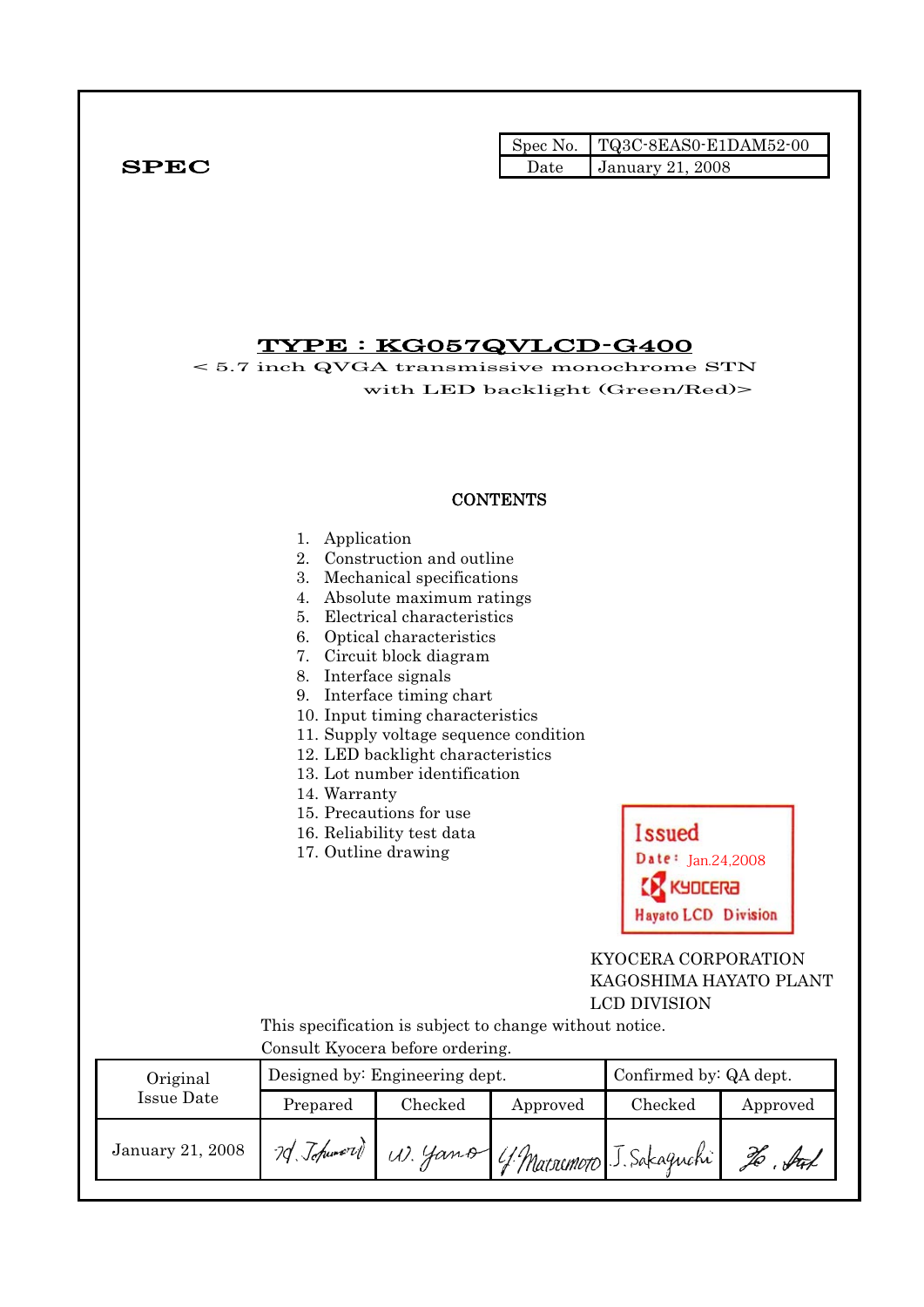**SPEC**

| Spec No. | TQ3C-8EAS0-E1DAM52-00 |
| --- | --- |
| Date | January 21, 2008 |

# TYPE : KG057QVLCD-G400

< 5.7 inch QVGA transmissive monochrome STN with LED backlight (Green/Red)>

## CONTENTS

1. Application
2. Construction and outline
3. Mechanical specifications
4. Absolute maximum ratings
5. Electrical characteristics
6. Optical characteristics
7. Circuit block diagram
8. Interface signals
9. Interface timing chart
10. Input timing characteristics
11. Supply voltage sequence condition
12. LED backlight characteristics
13. Lot number identification
14. Warranty
15. Precautions for use
16. Reliability test data
17. Outline drawing

Issued
Date: Jan.24,2008
KYOCERA
Hayato LCD Division

KYOCERA CORPORATION
KAGOSHIMA HAYATO PLANT
LCD DIVISION

This specification is subject to change without notice.
Consult Kyocera before ordering.

| Original Issue Date | Designed by: Engineering dept. | | | Confirmed by: QA dept. | |
| --- | --- | --- | --- | --- | --- |
| | Prepared | Checked | Approved | Checked | Approved |
| January 21, 2008 | M. Tokunori | W. Yano | Y. Matsumoto | J. Sakaguchi | Ko. Sat |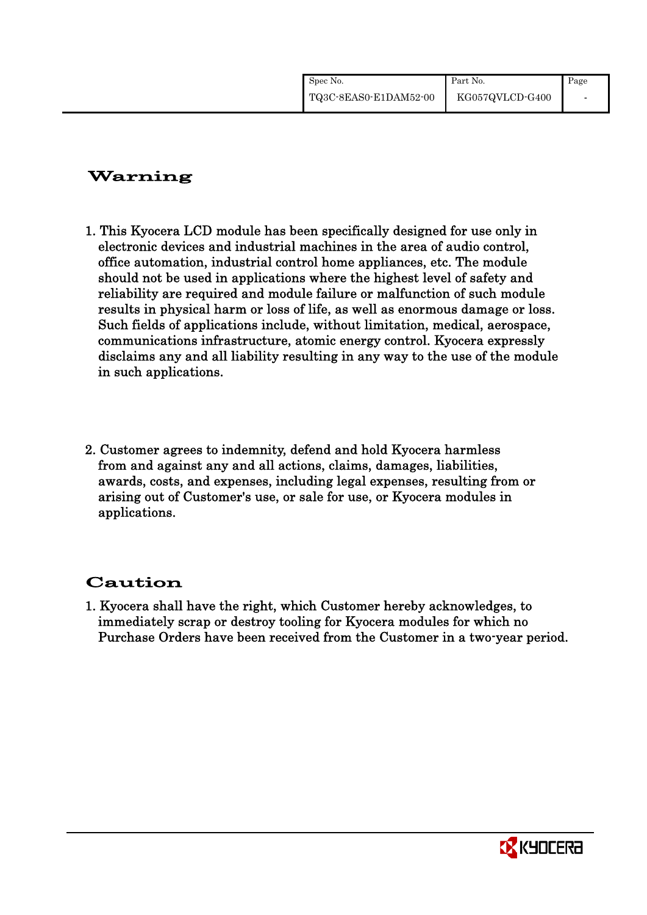## Warning

1. This Kyocera LCD module has been specifically designed for use only in electronic devices and industrial machines in the area of audio control, office automation, industrial control home appliances, etc. The module should not be used in applications where the highest level of safety and reliability are required and module failure or malfunction of such module results in physical harm or loss of life, as well as enormous damage or loss. Such fields of applications include, without limitation, medical, aerospace, communications infrastructure, atomic energy control. Kyocera expressly disclaims any and all liability resulting in any way to the use of the module in such applications.

2. Customer agrees to indemnity, defend and hold Kyocera harmless from and against any and all actions, claims, damages, liabilities, awards, costs, and expenses, including legal expenses, resulting from or arising out of Customer's use, or sale for use, or Kyocera modules in applications.

## Caution

1. Kyocera shall have the right, which Customer hereby acknowledges, to immediately scrap or destroy tooling for Kyocera modules for which no Purchase Orders have been received from the Customer in a two-year period.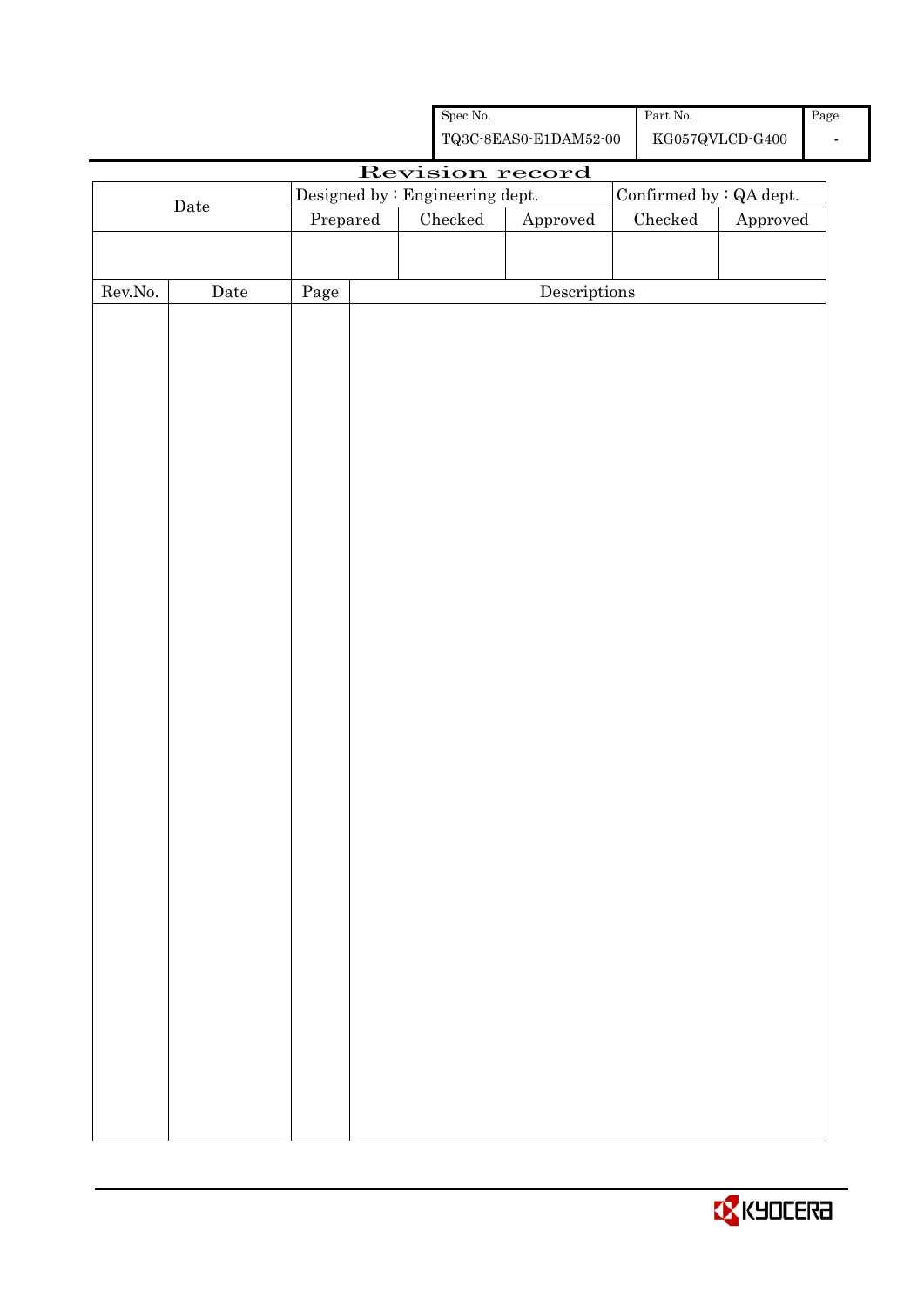| Spec No. | Part No. | Page |
| --- | --- | --- |
| TQ3C-8EAS0-E1DAM52-00 | KG057QVLCD-G400 | - |

# Revision record

| Date | Designed by : Engineering dept. | | | Confirmed by : QA dept. | |
| --- | --- | --- | --- | --- | --- |
| | Prepared | Checked | Approved | Checked | Approved |
| | | | | | |

| Rev.No. | Date | Page | Descriptions |
| --- | --- | --- | --- |
| | | | |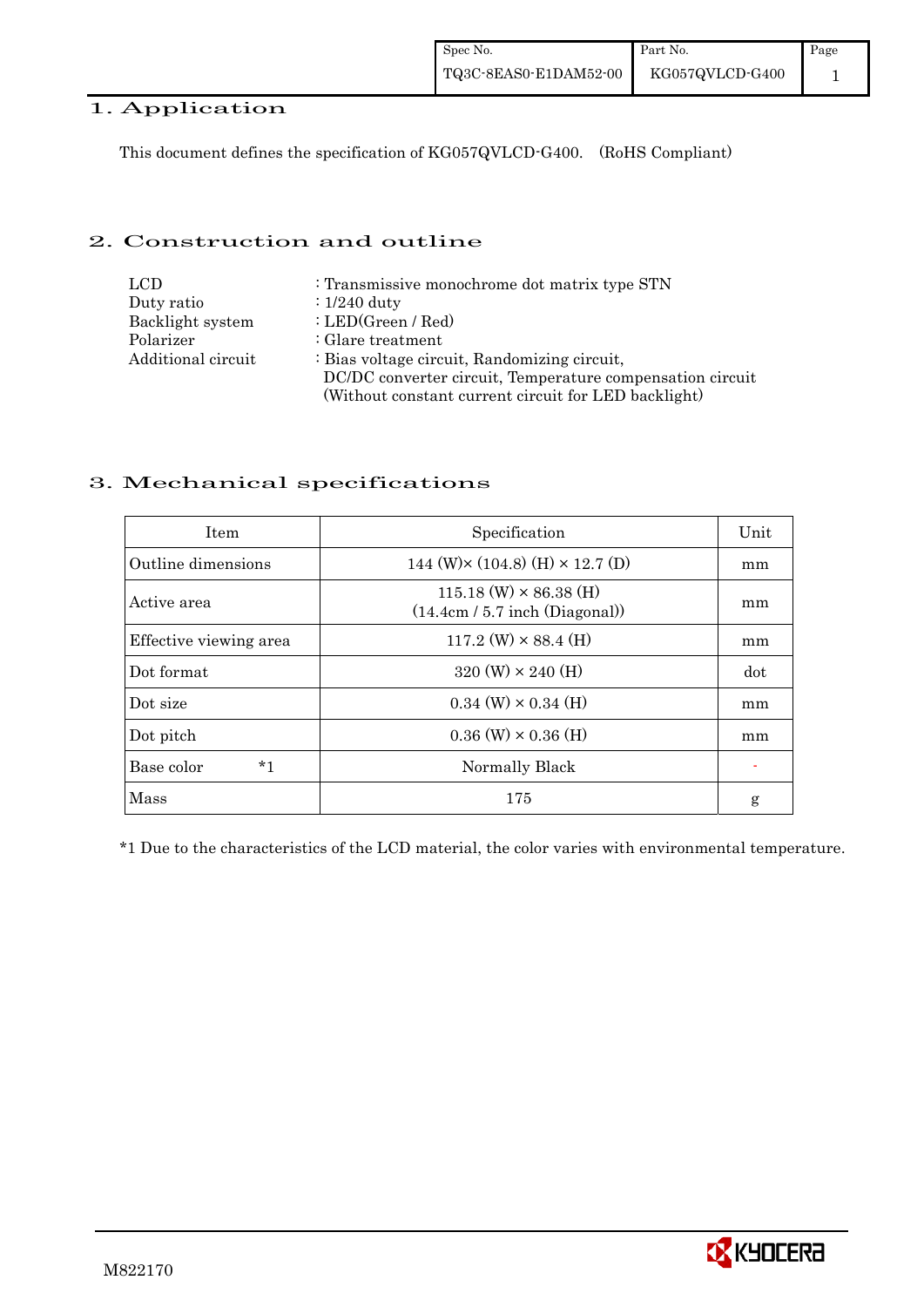## 1. Application

This document defines the specification of KG057QVLCD-G400. (RoHS Compliant)

## 2. Construction and outline

| | |
|---|---|
| LCD | : Transmissive monochrome dot matrix type STN |
| Duty ratio | : 1/240 duty |
| Backlight system | : LED(Green / Red) |
| Polarizer | : Glare treatment |
| Additional circuit | : Bias voltage circuit, Randomizing circuit, DC/DC converter circuit, Temperature compensation circuit (Without constant current circuit for LED backlight) |

## 3. Mechanical specifications

| Item | Specification | Unit |
|---|---|---|
| Outline dimensions | 144 (W)× (104.8) (H) × 12.7 (D) | mm |
| Active area | 115.18 (W) × 86.38 (H) (14.4cm / 5.7 inch (Diagonal)) | mm |
| Effective viewing area | 117.2 (W) × 88.4 (H) | mm |
| Dot format | 320 (W) × 240 (H) | dot |
| Dot size | 0.34 (W) × 0.34 (H) | mm |
| Dot pitch | 0.36 (W) × 0.36 (H) | mm |
| Base color *1 | Normally Black | - |
| Mass | 175 | g |

*1 Due to the characteristics of the LCD material, the color varies with environmental temperature.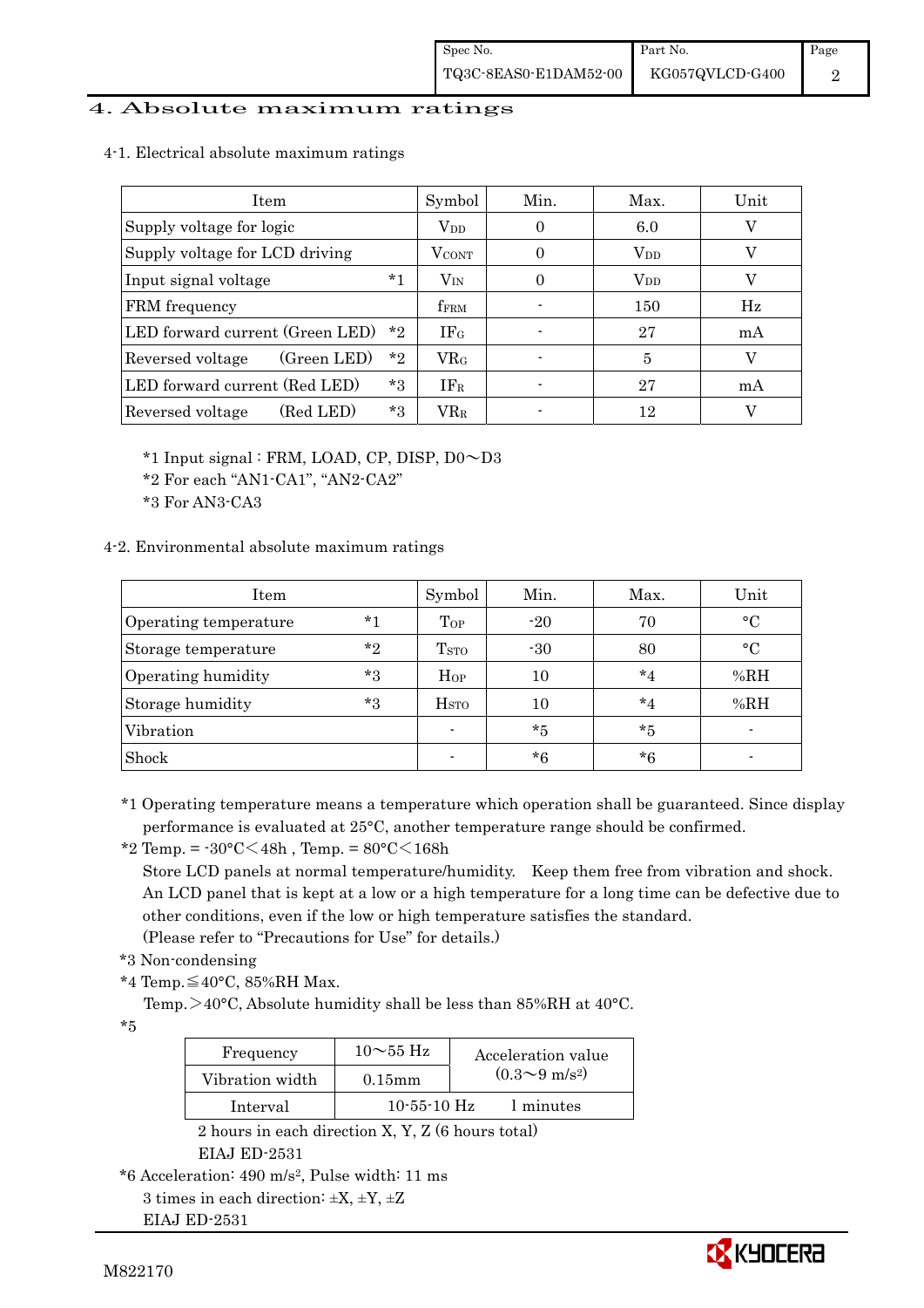# 4. Absolute maximum ratings

4-1. Electrical absolute maximum ratings

| Item | | Symbol | Min. | Max. | Unit |
|---|---|---|---|---|---|
| Supply voltage for logic | | $V_{DD}$ | 0 | 6.0 | V |
| Supply voltage for LCD driving | | $V_{CONT}$ | 0 | $V_{DD}$ | V |
| Input signal voltage | *1 | $V_{IN}$ | 0 | $V_{DD}$ | V |
| FRM frequency | | $f_{FRM}$ | - | 150 | Hz |
| LED forward current (Green LED) | *2 | $IF_G$ | - | 27 | mA |
| Reversed voltage (Green LED) | *2 | $VR_G$ | - | 5 | V |
| LED forward current (Red LED) | *3 | $IF_R$ | - | 27 | mA |
| Reversed voltage (Red LED) | *3 | $VR_R$ | - | 12 | V |

*1 Input signal : FRM, LOAD, CP, DISP, D0～D3

*2 For each “AN1-CA1”, “AN2-CA2”

*3 For AN3-CA3

4-2. Environmental absolute maximum ratings

| Item | | Symbol | Min. | Max. | Unit |
|---|---|---|---|---|---|
| Operating temperature | *1 | $T_{OP}$ | -20 | 70 | °C |
| Storage temperature | *2 | $T_{STO}$ | -30 | 80 | °C |
| Operating humidity | *3 | $H_{OP}$ | 10 | *4 | %RH |
| Storage humidity | *3 | $H_{STO}$ | 10 | *4 | %RH |
| Vibration | | - | *5 | *5 | - |
| Shock | | - | *6 | *6 | - |

*1 Operating temperature means a temperature which operation shall be guaranteed. Since display performance is evaluated at 25°C, another temperature range should be confirmed.

*2 Temp. = -30°C＜48h , Temp. = 80°C＜168h

Store LCD panels at normal temperature/humidity. Keep them free from vibration and shock. An LCD panel that is kept at a low or a high temperature for a long time can be defective due to other conditions, even if the low or high temperature satisfies the standard. (Please refer to “Precautions for Use” for details.)

*3 Non-condensing

*4 Temp.≦40°C, 85%RH Max.

Temp.＞40°C, Absolute humidity shall be less than 85%RH at 40°C.

*5

| Frequency | 10～55 Hz | Acceleration value ($0.3$～$9\ m/s^2$) |
|---|---|---|
| Vibration width | 0.15mm | |
| Interval | 10-55-10 Hz | 1 minutes |

2 hours in each direction X, Y, Z (6 hours total)

EIAJ ED-2531

*6 Acceleration: 490 $m/s^2$, Pulse width: 11 ms

3 times in each direction: ±X, ±Y, ±Z

EIAJ ED-2531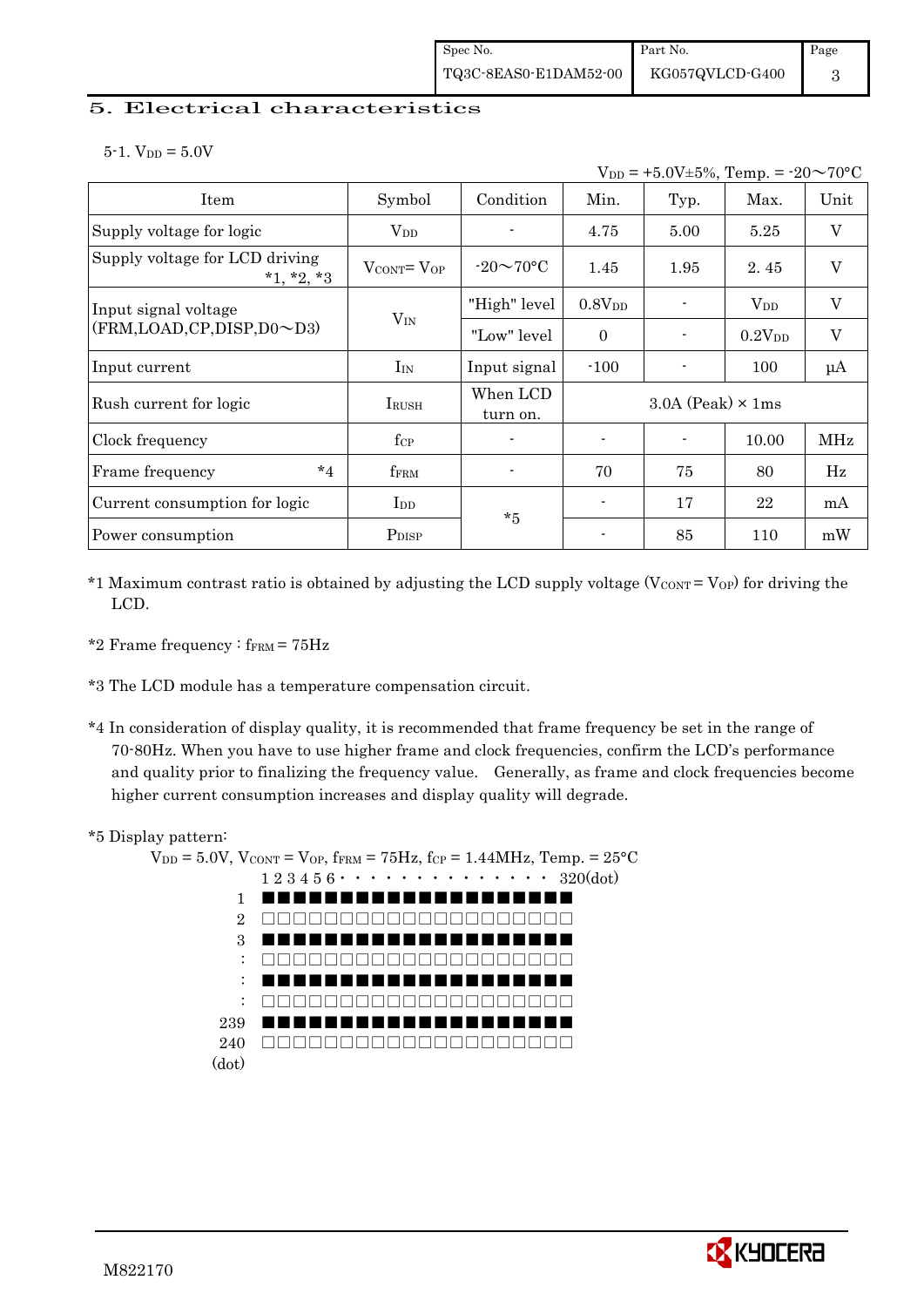## 5. Electrical characteristics

5-1. $V_{DD}$ = 5.0V

$V_{DD}$ = +5.0V±5%, Temp. = -20～70°C

| Item | Symbol | Condition | Min. | Typ. | Max. | Unit |
|---|---|---|---|---|---|---|
| Supply voltage for logic | $V_{DD}$ | - | 4.75 | 5.00 | 5.25 | V |
| Supply voltage for LCD driving *1, *2, *3 | $V_{CONT} = V_{OP}$ | -20～70°C | 1.45 | 1.95 | 2.45 | V |
| Input signal voltage (FRM,LOAD,CP,DISP,D0～D3) | $V_{IN}$ | "High" level | $0.8V_{DD}$ | - | $V_{DD}$ | V |
| | | "Low" level | 0 | - | $0.2V_{DD}$ | V |
| Input current | $I_{IN}$ | Input signal | -100 | - | 100 | μA |
| Rush current for logic | $I_{RUSH}$ | When LCD turn on. | 3.0A (Peak) × 1ms | | | |
| Clock frequency | $f_{CP}$ | - | - | - | 10.00 | MHz |
| Frame frequency *4 | $f_{FRM}$ | - | 70 | 75 | 80 | Hz |
| Current consumption for logic | $I_{DD}$ | *5 | - | 17 | 22 | mA |
| Power consumption | $P_{DISP}$ | | - | 85 | 110 | mW |

*1 Maximum contrast ratio is obtained by adjusting the LCD supply voltage ($V_{CONT} = V_{OP}$) for driving the LCD.

*2 Frame frequency : $f_{FRM}$ = 75Hz

*3 The LCD module has a temperature compensation circuit.

*4 In consideration of display quality, it is recommended that frame frequency be set in the range of 70-80Hz. When you have to use higher frame and clock frequencies, confirm the LCD's performance and quality prior to finalizing the frequency value. Generally, as frame and clock frequencies become higher current consumption increases and display quality will degrade.

*5 Display pattern:

$V_{DD}$ = 5.0V, $V_{CONT} = V_{OP}$, $f_{FRM}$ = 75Hz, $f_{CP}$ = 1.44MHz, Temp. = 25°C

```
      1 2 3 4 5 6 · · · · · · · · · · · · ·  320(dot)
  1   ■■■■■■■■■■■■■■■■■■■■
  2   □□□□□□□□□□□□□□□□□□□□
  3   ■■■■■■■■■■■■■■■■■■■■
  :   □□□□□□□□□□□□□□□□□□□□
  :   ■■■■■■■■■■■■■■■■■■■■
  :   □□□□□□□□□□□□□□□□□□□□
239   ■■■■■■■■■■■■■■■■■■■■
240   □□□□□□□□□□□□□□□□□□□□
(dot)
```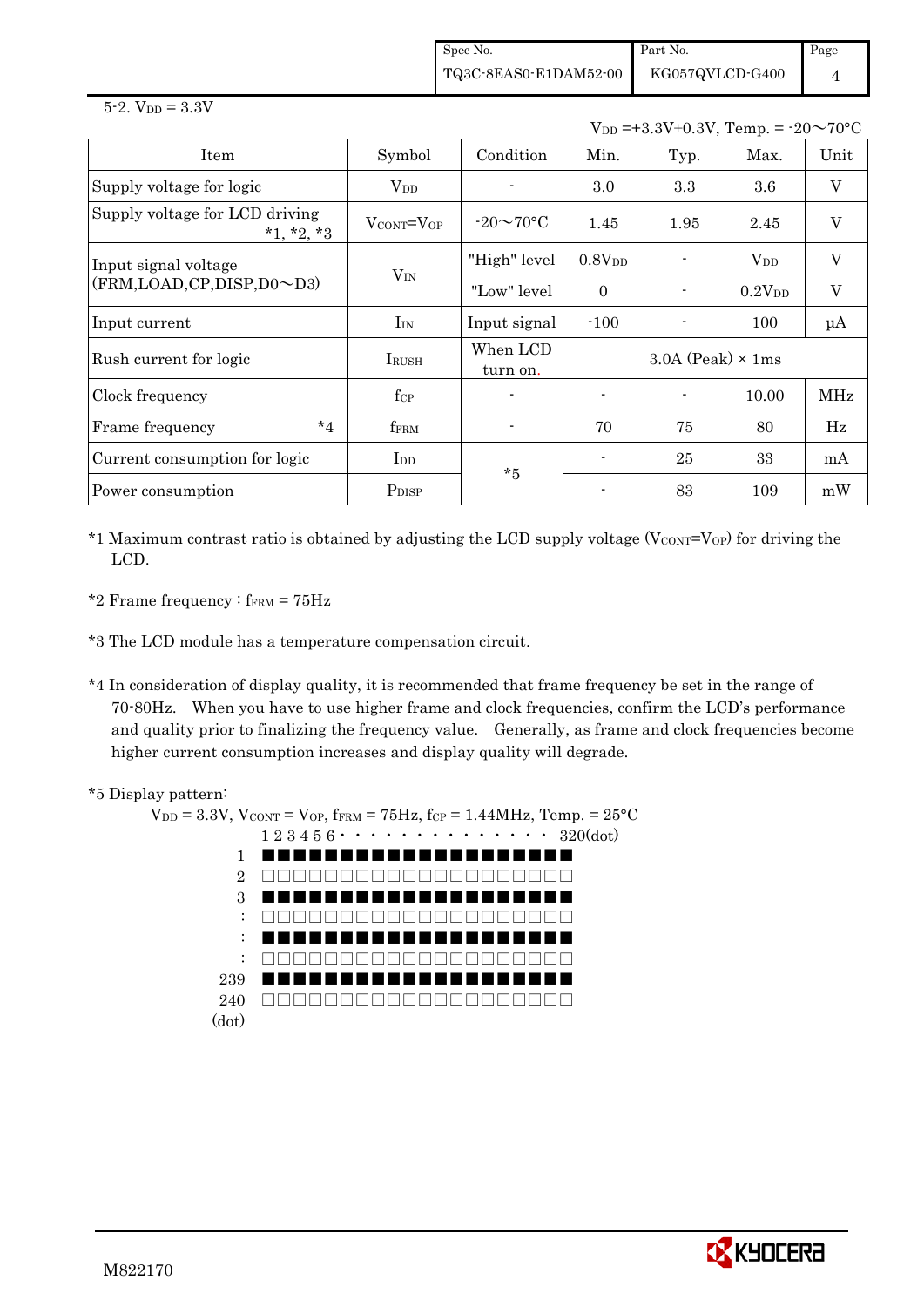5-2. $V_{DD}$ = 3.3V

$V_{DD}$ =+3.3V±0.3V, Temp. = -20～70°C

| Item | Symbol | Condition | Min. | Typ. | Max. | Unit |
|---|---|---|---|---|---|---|
| Supply voltage for logic | $V_{DD}$ | - | 3.0 | 3.3 | 3.6 | V |
| Supply voltage for LCD driving *1, *2, *3 | $V_{CONT}=V_{OP}$ | -20～70°C | 1.45 | 1.95 | 2.45 | V |
| Input signal voltage (FRM,LOAD,CP,DISP,D0～D3) | $V_{IN}$ | "High" level | $0.8V_{DD}$ | - | $V_{DD}$ | V |
| | | "Low" level | 0 | - | $0.2V_{DD}$ | V |
| Input current | $I_{IN}$ | Input signal | -100 | - | 100 | μA |
| Rush current for logic | $I_{RUSH}$ | When LCD turn on. | 3.0A (Peak) × 1ms | | | |
| Clock frequency | $f_{CP}$ | - | - | - | 10.00 | MHz |
| Frame frequency *4 | $f_{FRM}$ | - | 70 | 75 | 80 | Hz |
| Current consumption for logic | $I_{DD}$ | *5 | - | 25 | 33 | mA |
| Power consumption | $P_{DISP}$ | | - | 83 | 109 | mW |

*1 Maximum contrast ratio is obtained by adjusting the LCD supply voltage ($V_{CONT}=V_{OP}$) for driving the LCD.

*2 Frame frequency : $f_{FRM}$ = 75Hz

*3 The LCD module has a temperature compensation circuit.

*4 In consideration of display quality, it is recommended that frame frequency be set in the range of 70-80Hz. When you have to use higher frame and clock frequencies, confirm the LCD's performance and quality prior to finalizing the frequency value. Generally, as frame and clock frequencies become higher current consumption increases and display quality will degrade.

*5 Display pattern:

$V_{DD}$ = 3.3V, $V_{CONT}$ = $V_{OP}$, $f_{FRM}$ = 75Hz, $f_{CP}$ = 1.44MHz, Temp. = 25°C

```
      1 2 3 4 5 6 · · · · · · · · · · · · · · 320(dot)
  1   ■■■■■■■■■■■■■■■■■■■■
  2   □□□□□□□□□□□□□□□□□□□□
  3   ■■■■■■■■■■■■■■■■■■■■
  :   □□□□□□□□□□□□□□□□□□□□
  :   ■■■■■■■■■■■■■■■■■■■■
  :   □□□□□□□□□□□□□□□□□□□□
239   ■■■■■■■■■■■■■■■■■■■■
240   □□□□□□□□□□□□□□□□□□□□
(dot)
```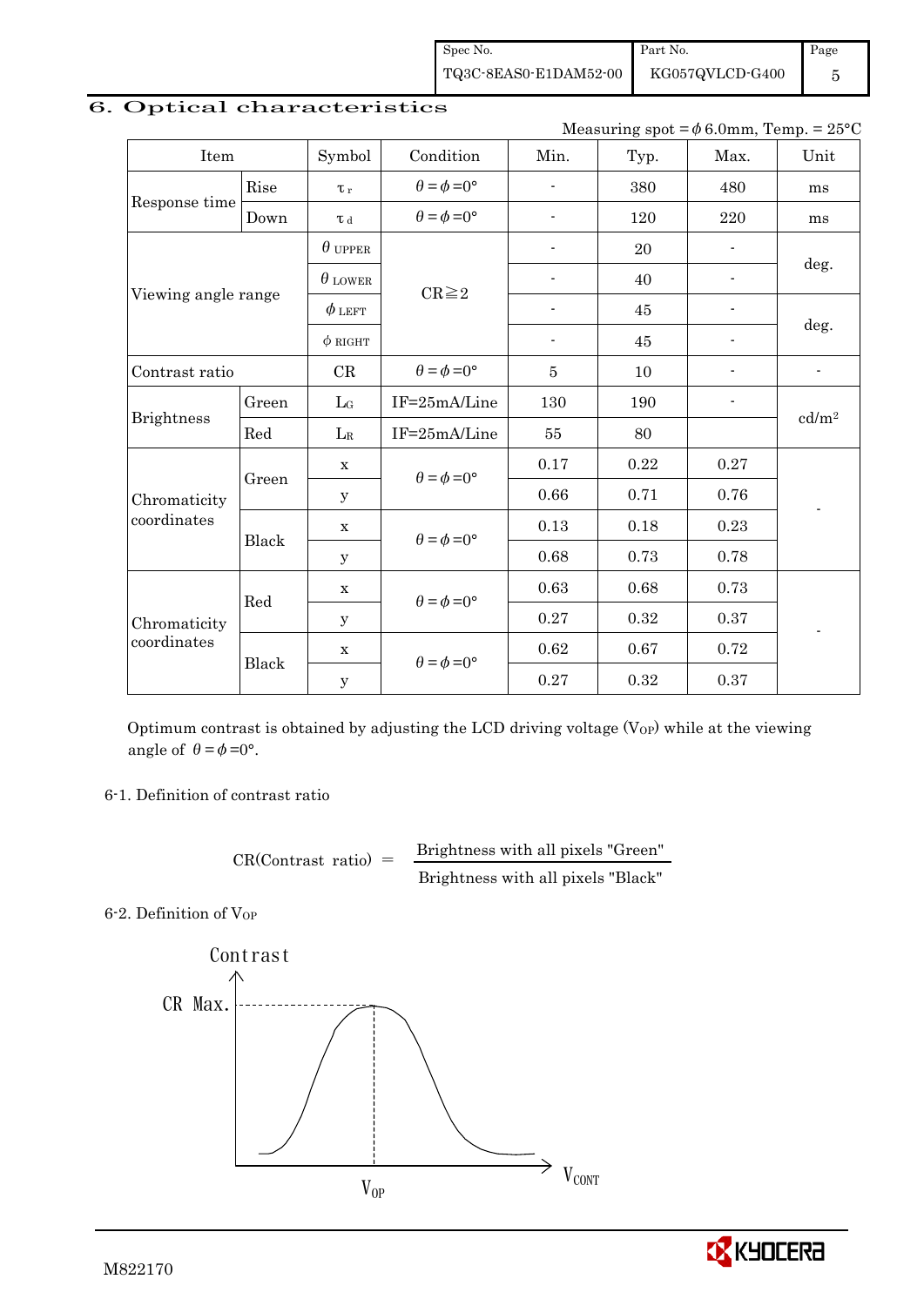## 6. Optical characteristics

Measuring spot = $\phi$ 6.0mm, Temp. = 25°C

| Item | | Symbol | Condition | Min. | Typ. | Max. | Unit |
|---|---|---|---|---|---|---|---|
| Response time | Rise | $\tau_r$ | $\theta=\phi=0°$ | - | 380 | 480 | ms |
| | Down | $\tau_d$ | $\theta=\phi=0°$ | - | 120 | 220 | ms |
| Viewing angle range | | $\theta_{UPPER}$ | CR≧2 | - | 20 | - | deg. |
| | | $\theta_{LOWER}$ | | - | 40 | - | |
| | | $\phi_{LEFT}$ | | - | 45 | - | deg. |
| | | $\phi_{RIGHT}$ | | - | 45 | - | |
| Contrast ratio | | CR | $\theta=\phi=0°$ | 5 | 10 | - | - |
| Brightness | Green | $L_G$ | IF=25mA/Line | 130 | 190 | - | cd/m² |
| | Red | $L_R$ | IF=25mA/Line | 55 | 80 | | |
| Chromaticity coordinates | Green | x | $\theta=\phi=0°$ | 0.17 | 0.22 | 0.27 | - |
| | | y | | 0.66 | 0.71 | 0.76 | |
| | Black | x | $\theta=\phi=0°$ | 0.13 | 0.18 | 0.23 | |
| | | y | | 0.68 | 0.73 | 0.78 | |
| Chromaticity coordinates | Red | x | $\theta=\phi=0°$ | 0.63 | 0.68 | 0.73 | - |
| | | y | | 0.27 | 0.32 | 0.37 | |
| | Black | x | $\theta=\phi=0°$ | 0.62 | 0.67 | 0.72 | |
| | | y | | 0.27 | 0.32 | 0.37 | |

Optimum contrast is obtained by adjusting the LCD driving voltage ($V_{OP}$) while at the viewing angle of $\theta=\phi=0°$.

### 6-1. Definition of contrast ratio

$$\text{CR(Contrast ratio)} = \frac{\text{Brightness with all pixels "Green"}}{\text{Brightness with all pixels "Black"}}$$

### 6-2. Definition of $V_{OP}$

Contrast

CR Max.

$V_{OP}$

$V_{CONT}$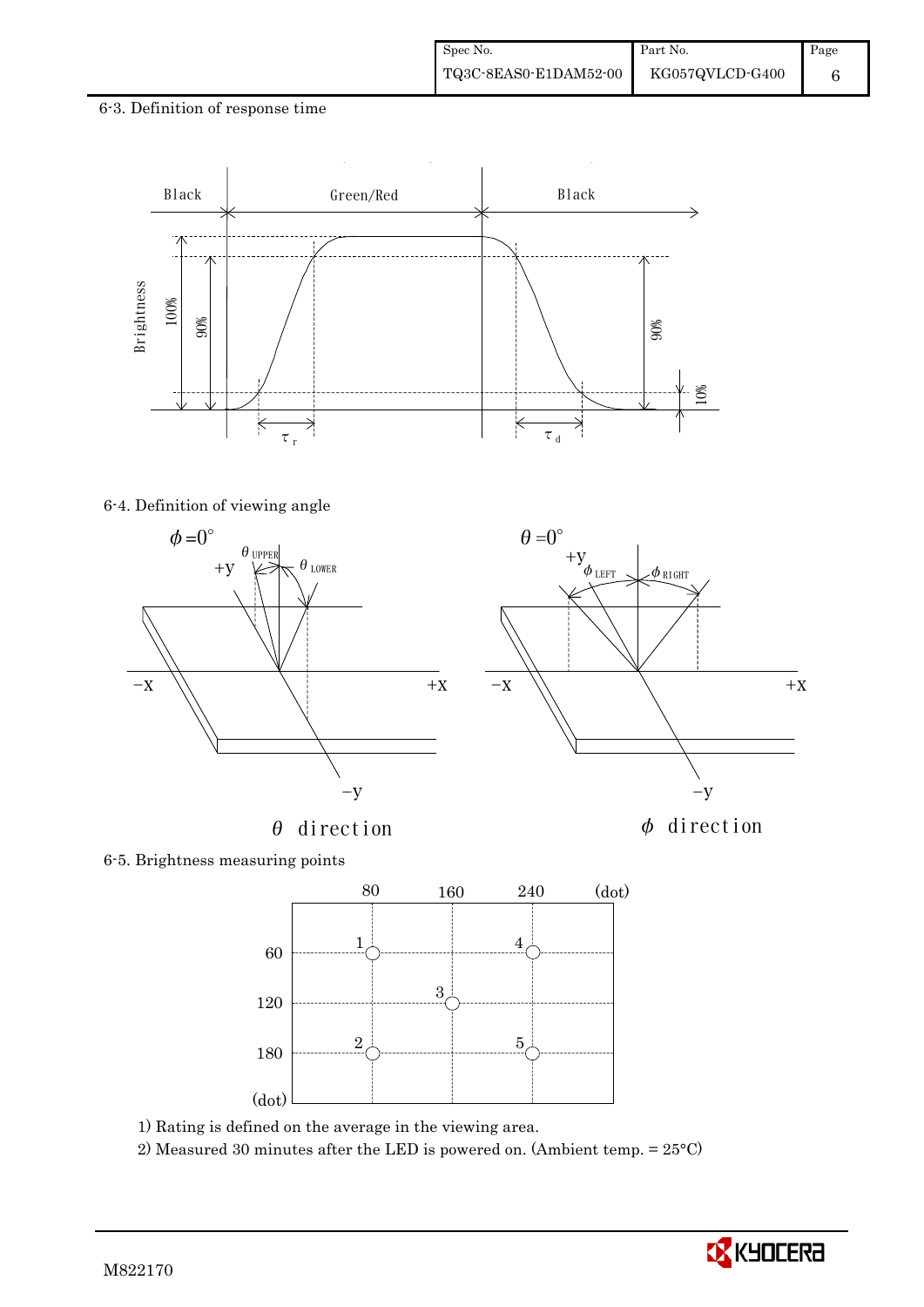6-3. Definition of response time

6-4. Definition of viewing angle

6-5. Brightness measuring points

1) Rating is defined on the average in the viewing area.

2) Measured 30 minutes after the LED is powered on. (Ambient temp. = 25°C)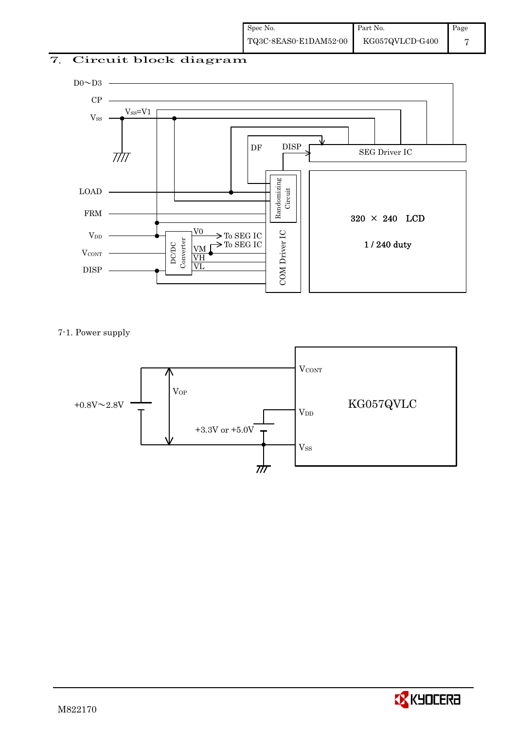## 7. Circuit block diagram

D0～D3

CP

$V_{SS}$ $V_{SS}$=V1

LOAD

FRM

$V_{DD}$

$V_{CONT}$

DISP

DF DISP

SEG Driver IC

Randomizing Circuit

COM Driver IC

DC/DC Converter

V0 → To SEG IC

VM → To SEG IC

VH

VL

320 × 240 LCD

1 / 240 duty

7-1. Power supply

+0.8V～2.8V

$V_{OP}$

+3.3V or +5.0V

$V_{CONT}$

$V_{DD}$

$V_{SS}$

KG057QVLC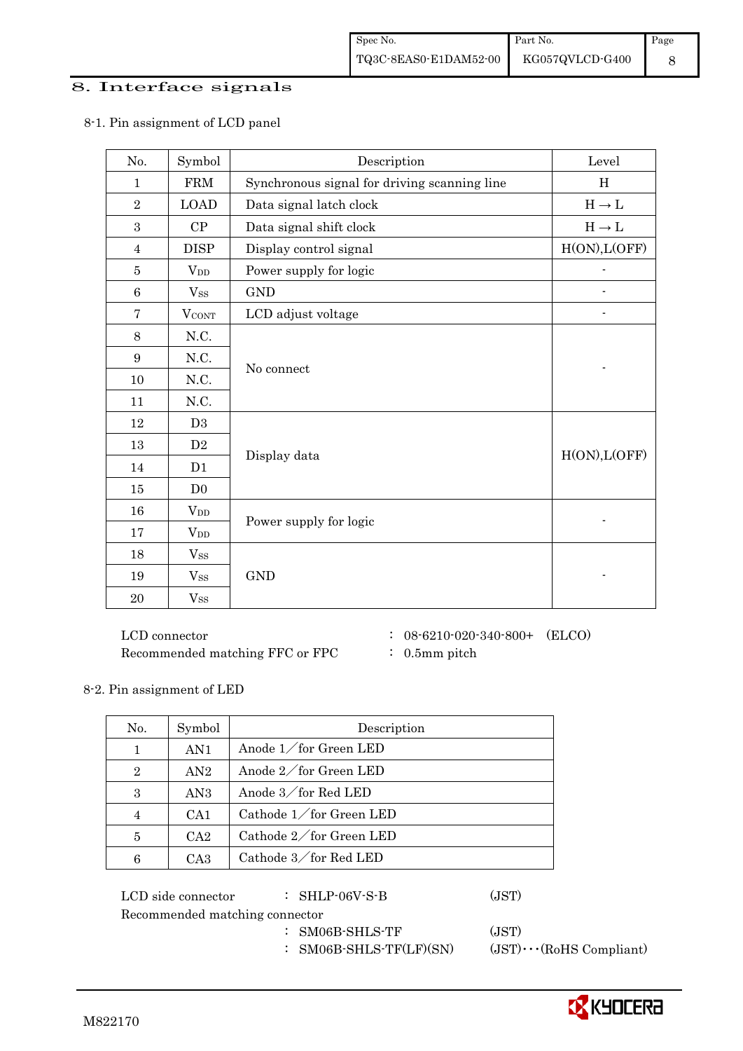## 8. Interface signals

### 8-1. Pin assignment of LCD panel

| No. | Symbol | Description | Level |
|---|---|---|---|
| 1 | FRM | Synchronous signal for driving scanning line | H |
| 2 | LOAD | Data signal latch clock | H → L |
| 3 | CP | Data signal shift clock | H → L |
| 4 | DISP | Display control signal | H(ON),L(OFF) |
| 5 | $V_{DD}$ | Power supply for logic | - |
| 6 | $V_{SS}$ | GND | - |
| 7 | $V_{CONT}$ | LCD adjust voltage | - |
| 8 | N.C. | No connect | - |
| 9 | N.C. | | |
| 10 | N.C. | | |
| 11 | N.C. | | |
| 12 | D3 | Display data | H(ON),L(OFF) |
| 13 | D2 | | |
| 14 | D1 | | |
| 15 | D0 | | |
| 16 | $V_{DD}$ | Power supply for logic | - |
| 17 | $V_{DD}$ | | |
| 18 | $V_{SS}$ | GND | - |
| 19 | $V_{SS}$ | | |
| 20 | $V_{SS}$ | | |

LCD connector : 08-6210-020-340-800+ (ELCO)
Recommended matching FFC or FPC : 0.5mm pitch

### 8-2. Pin assignment of LED

| No. | Symbol | Description |
|---|---|---|
| 1 | AN1 | Anode 1／for Green LED |
| 2 | AN2 | Anode 2／for Green LED |
| 3 | AN3 | Anode 3／for Red LED |
| 4 | CA1 | Cathode 1／for Green LED |
| 5 | CA2 | Cathode 2／for Green LED |
| 6 | CA3 | Cathode 3／for Red LED |

LCD side connector : SHLP-06V-S-B (JST)
Recommended matching connector
: SM06B-SHLS-TF (JST)
: SM06B-SHLS-TF(LF)(SN) (JST)･･･(RoHS Compliant)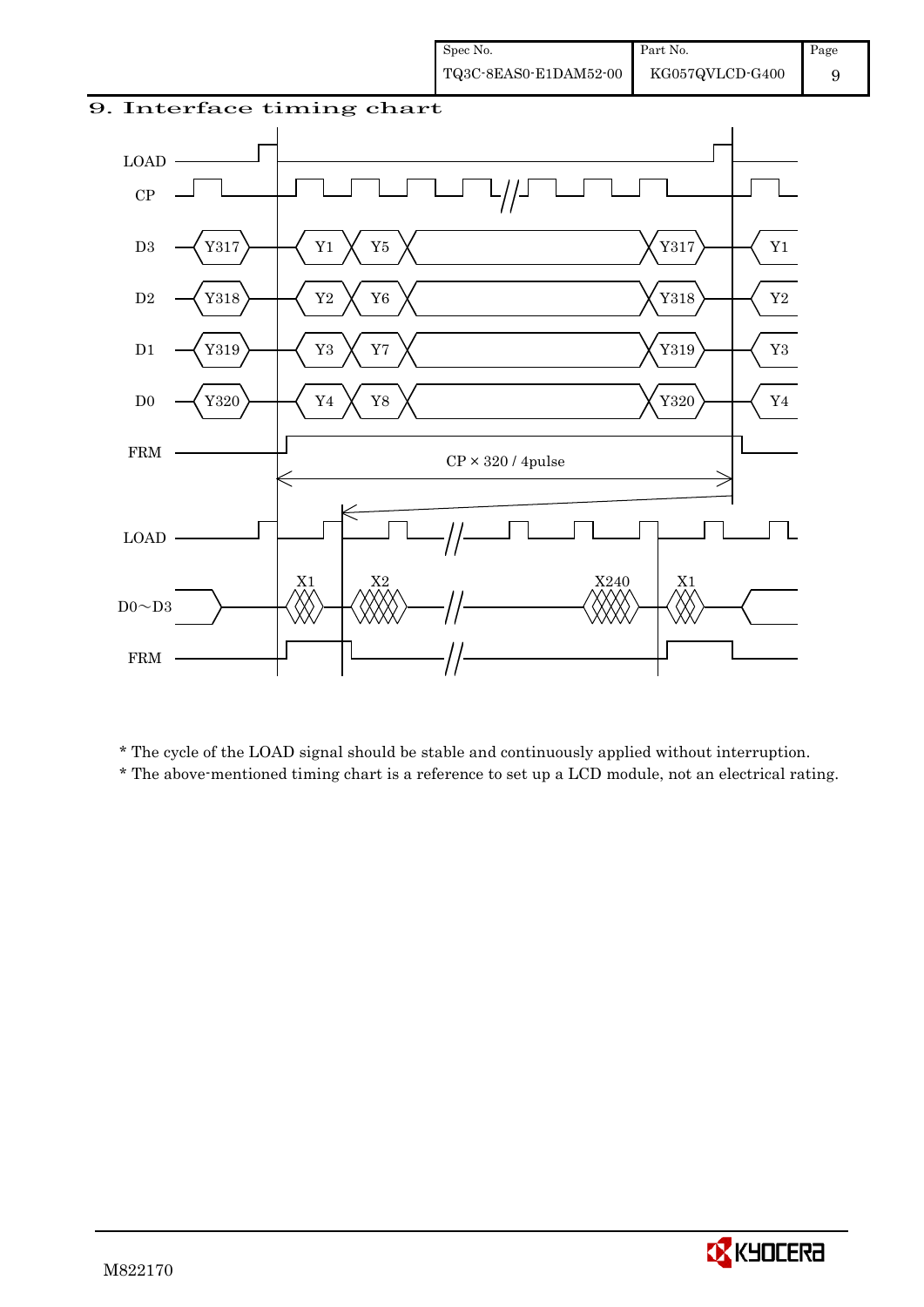## 9. Interface timing chart

LOAD

CP

D3 Y317 Y1 Y5 Y317 Y1

D2 Y318 Y2 Y6 Y318 Y2

D1 Y319 Y3 Y7 Y319 Y3

D0 Y320 Y4 Y8 Y320 Y4

FRM

CP × 320 / 4pulse

LOAD

D0～D3 X1 X2 X240 X1

FRM

* The cycle of the LOAD signal should be stable and continuously applied without interruption.
* The above-mentioned timing chart is a reference to set up a LCD module, not an electrical rating.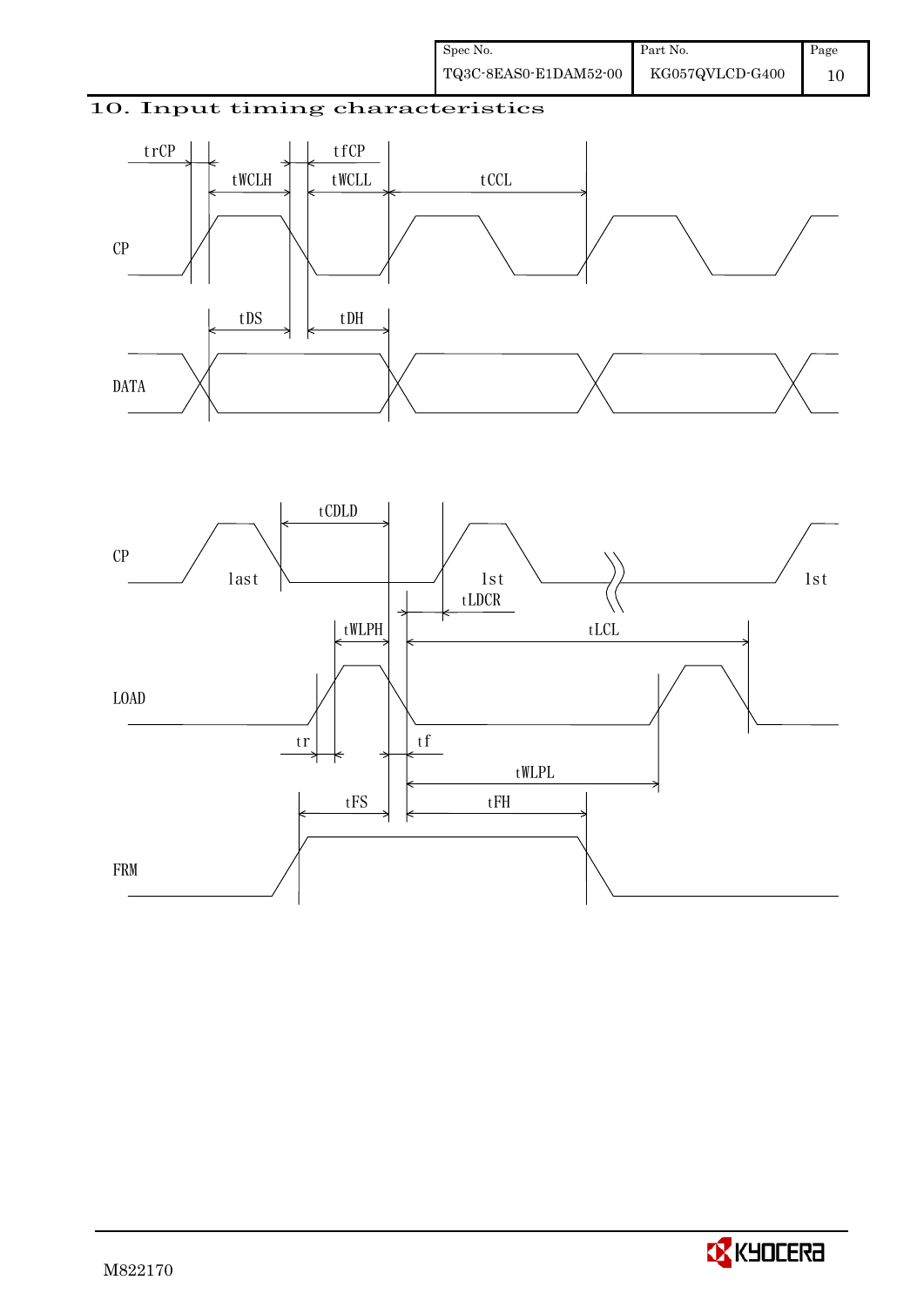## 10. Input timing characteristics

trCP tfCP

tWCLH tWCLL tCCL

CP

tDS tDH

DATA

tCDLD

CP

last 1st 1st

tLDCR

tWLPH tLCL

LOAD

tr tf

tWLPL

tFS tFH

FRM

M822170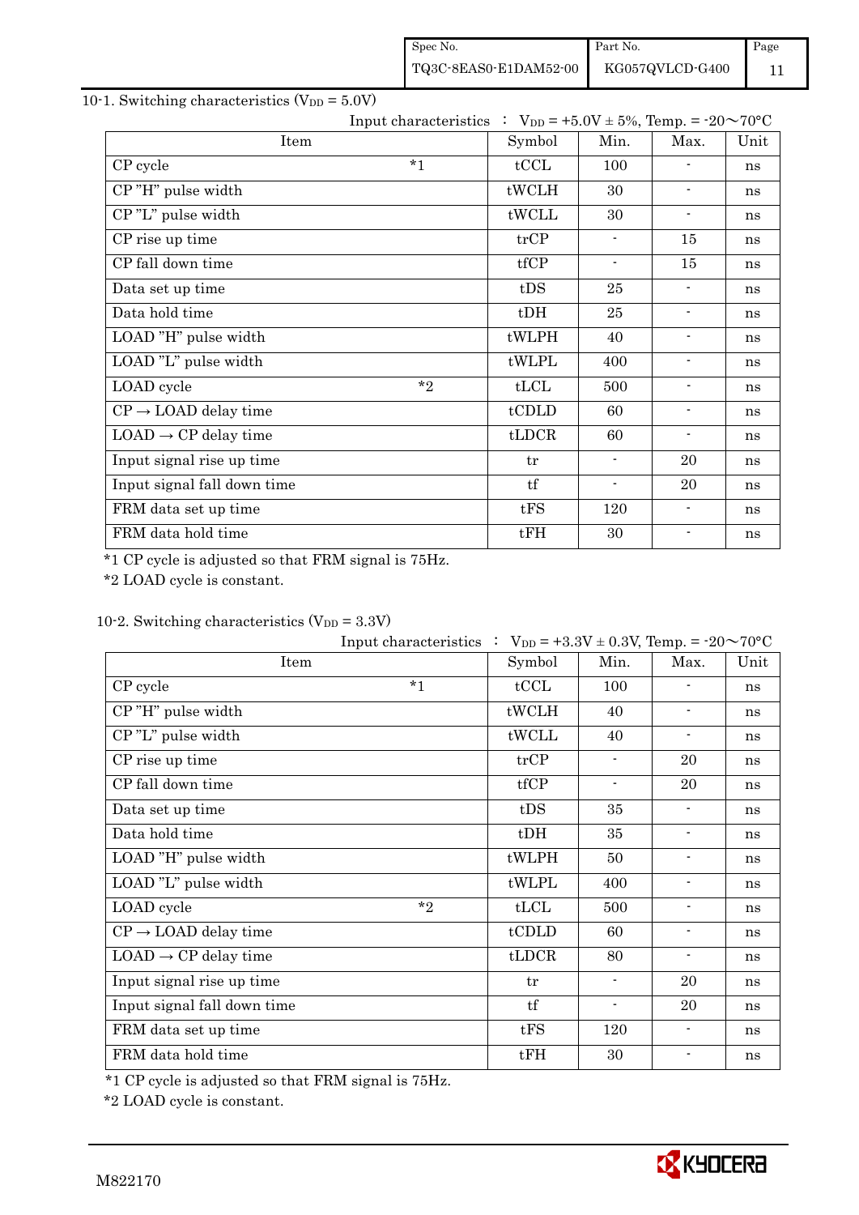## 10-1. Switching characteristics ($V_{DD}$ = 5.0V)

Input characteristics : $V_{DD}$ = +5.0V ± 5%, Temp. = -20～70°C

| Item | | Symbol | Min. | Max. | Unit |
|---|---|---|---|---|---|
| CP cycle | *1 | tCCL | 100 | - | ns |
| CP "H" pulse width | | tWCLH | 30 | - | ns |
| CP "L" pulse width | | tWCLL | 30 | - | ns |
| CP rise up time | | trCP | - | 15 | ns |
| CP fall down time | | tfCP | - | 15 | ns |
| Data set up time | | tDS | 25 | - | ns |
| Data hold time | | tDH | 25 | - | ns |
| LOAD "H" pulse width | | tWLPH | 40 | - | ns |
| LOAD "L" pulse width | | tWLPL | 400 | - | ns |
| LOAD cycle | *2 | tLCL | 500 | - | ns |
| CP → LOAD delay time | | tCDLD | 60 | - | ns |
| LOAD → CP delay time | | tLDCR | 60 | - | ns |
| Input signal rise up time | | tr | - | 20 | ns |
| Input signal fall down time | | tf | - | 20 | ns |
| FRM data set up time | | tFS | 120 | - | ns |
| FRM data hold time | | tFH | 30 | - | ns |

*1 CP cycle is adjusted so that FRM signal is 75Hz.

*2 LOAD cycle is constant.

## 10-2. Switching characteristics ($V_{DD}$ = 3.3V)

Input characteristics : $V_{DD}$ = +3.3V ± 0.3V, Temp. = -20～70°C

| Item | | Symbol | Min. | Max. | Unit |
|---|---|---|---|---|---|
| CP cycle | *1 | tCCL | 100 | - | ns |
| CP "H" pulse width | | tWCLH | 40 | - | ns |
| CP "L" pulse width | | tWCLL | 40 | - | ns |
| CP rise up time | | trCP | - | 20 | ns |
| CP fall down time | | tfCP | - | 20 | ns |
| Data set up time | | tDS | 35 | - | ns |
| Data hold time | | tDH | 35 | - | ns |
| LOAD "H" pulse width | | tWLPH | 50 | - | ns |
| LOAD "L" pulse width | | tWLPL | 400 | - | ns |
| LOAD cycle | *2 | tLCL | 500 | - | ns |
| CP → LOAD delay time | | tCDLD | 60 | - | ns |
| LOAD → CP delay time | | tLDCR | 80 | - | ns |
| Input signal rise up time | | tr | - | 20 | ns |
| Input signal fall down time | | tf | - | 20 | ns |
| FRM data set up time | | tFS | 120 | - | ns |
| FRM data hold time | | tFH | 30 | - | ns |

*1 CP cycle is adjusted so that FRM signal is 75Hz.

*2 LOAD cycle is constant.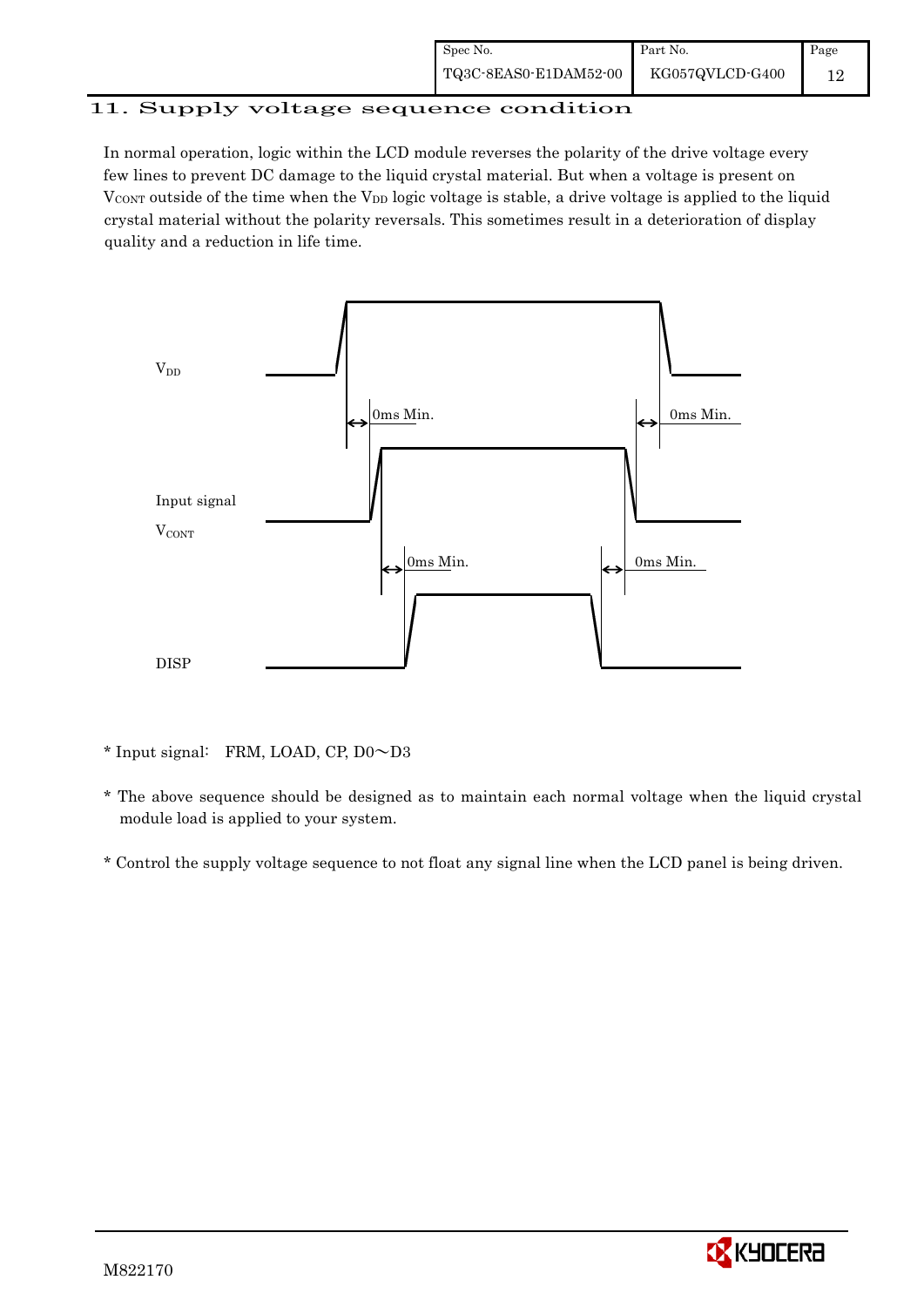## 11. Supply voltage sequence condition

In normal operation, logic within the LCD module reverses the polarity of the drive voltage every few lines to prevent DC damage to the liquid crystal material. But when a voltage is present on $V_{CONT}$ outside of the time when the $V_{DD}$ logic voltage is stable, a drive voltage is applied to the liquid crystal material without the polarity reversals. This sometimes result in a deterioration of display quality and a reduction in life time.

$V_{DD}$

0ms Min.　　0ms Min.

Input signal

$V_{CONT}$

0ms Min.　　0ms Min.

DISP

* Input signal:　FRM, LOAD, CP, D0～D3

* The above sequence should be designed as to maintain each normal voltage when the liquid crystal module load is applied to your system.

* Control the supply voltage sequence to not float any signal line when the LCD panel is being driven.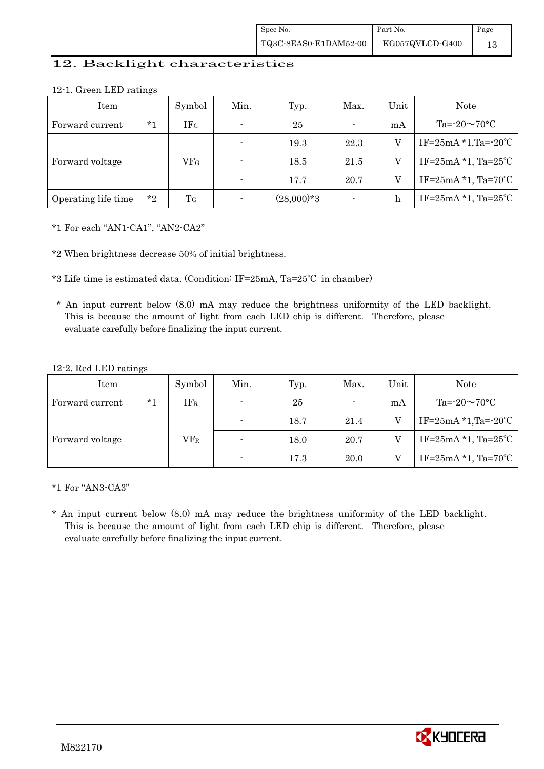## 12. Backlight characteristics

12-1. Green LED ratings

| Item | Symbol | Min. | Typ. | Max. | Unit | Note |
|---|---|---|---|---|---|---|
| Forward current *1 | $IF_G$ | - | 25 | - | mA | Ta=-20～70°C |
| Forward voltage | $VF_G$ | - | 19.3 | 22.3 | V | IF=25mA *1,Ta=-20℃ |
| | | - | 18.5 | 21.5 | V | IF=25mA *1, Ta=25℃ |
| | | - | 17.7 | 20.7 | V | IF=25mA *1, Ta=70℃ |
| Operating life time *2 | $T_G$ | - | (28,000)*3 | - | h | IF=25mA *1, Ta=25℃ |

*1 For each "AN1-CA1", "AN2-CA2"

*2 When brightness decrease 50% of initial brightness.

*3 Life time is estimated data. (Condition: IF=25mA, Ta=25℃ in chamber)

* An input current below (8.0) mA may reduce the brightness uniformity of the LED backlight. This is because the amount of light from each LED chip is different. Therefore, please evaluate carefully before finalizing the input current.

12-2. Red LED ratings

| Item | Symbol | Min. | Typ. | Max. | Unit | Note |
|---|---|---|---|---|---|---|
| Forward current *1 | $IF_R$ | - | 25 | - | mA | Ta=-20～70°C |
| Forward voltage | $VF_R$ | - | 18.7 | 21.4 | V | IF=25mA *1,Ta=-20℃ |
| | | - | 18.0 | 20.7 | V | IF=25mA *1, Ta=25℃ |
| | | - | 17.3 | 20.0 | V | IF=25mA *1, Ta=70℃ |

*1 For "AN3-CA3"

* An input current below (8.0) mA may reduce the brightness uniformity of the LED backlight. This is because the amount of light from each LED chip is different. Therefore, please evaluate carefully before finalizing the input current.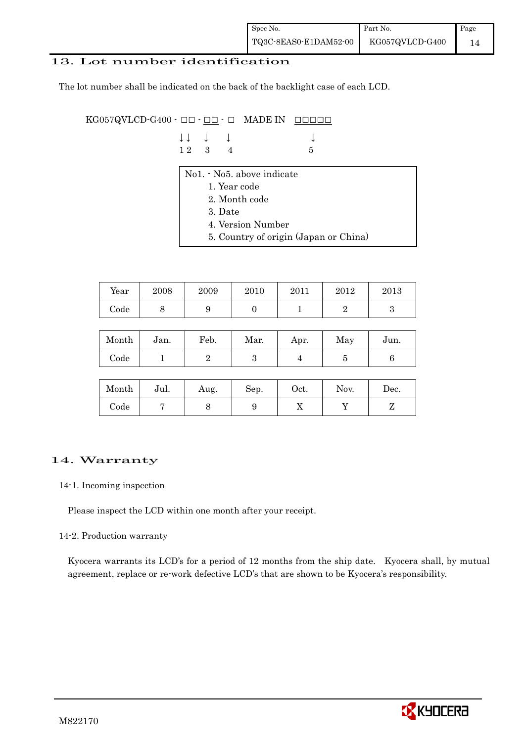## 13. Lot number identification

The lot number shall be indicated on the back of the backlight case of each LCD.

```
KG057QVLCD-G400 - □□ - □□ - □   MADE IN   □□□□□
                  ↓↓   ↓    ↓               ↓
                  1 2  3    4               5
```

No1. - No5. above indicate

1. Year code
2. Month code
3. Date
4. Version Number
5. Country of origin (Japan or China)

| Year | 2008 | 2009 | 2010 | 2011 | 2012 | 2013 |
|---|---|---|---|---|---|---|
| Code | 8 | 9 | 0 | 1 | 2 | 3 |

| Month | Jan. | Feb. | Mar. | Apr. | May | Jun. |
|---|---|---|---|---|---|---|
| Code | 1 | 2 | 3 | 4 | 5 | 6 |

| Month | Jul. | Aug. | Sep. | Oct. | Nov. | Dec. |
|---|---|---|---|---|---|---|
| Code | 7 | 8 | 9 | X | Y | Z |

## 14. Warranty

### 14-1. Incoming inspection

Please inspect the LCD within one month after your receipt.

### 14-2. Production warranty

Kyocera warrants its LCD's for a period of 12 months from the ship date. Kyocera shall, by mutual agreement, replace or re-work defective LCD's that are shown to be Kyocera's responsibility.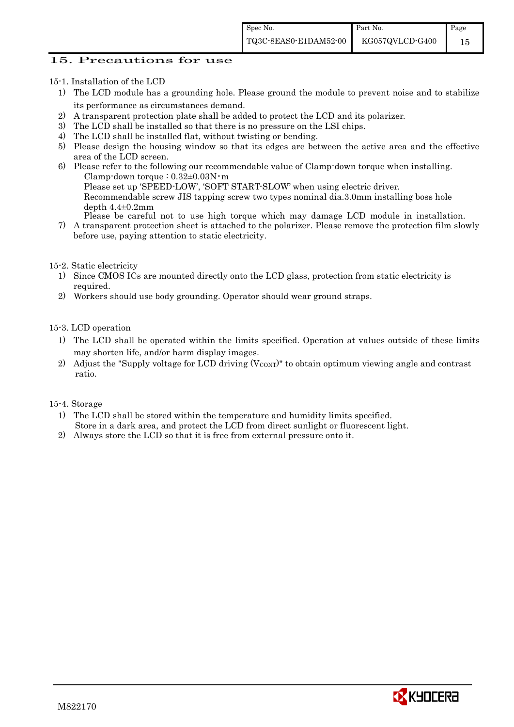## 15. Precautions for use

15-1. Installation of the LCD

1) The LCD module has a grounding hole. Please ground the module to prevent noise and to stabilize its performance as circumstances demand.
2) A transparent protection plate shall be added to protect the LCD and its polarizer.
3) The LCD shall be installed so that there is no pressure on the LSI chips.
4) The LCD shall be installed flat, without twisting or bending.
5) Please design the housing window so that its edges are between the active area and the effective area of the LCD screen.
6) Please refer to the following our recommendable value of Clamp-down torque when installing.
   Clamp-down torque : 0.32±0.03N・m
   Please set up 'SPEED-LOW', 'SOFT START-SLOW' when using electric driver.
   Recommendable screw JIS tapping screw two types nominal dia.3.0mm installing boss hole depth 4.4±0.2mm
   Please be careful not to use high torque which may damage LCD module in installation.
7) A transparent protection sheet is attached to the polarizer. Please remove the protection film slowly before use, paying attention to static electricity.

15-2. Static electricity

1) Since CMOS ICs are mounted directly onto the LCD glass, protection from static electricity is required.
2) Workers should use body grounding. Operator should wear ground straps.

15-3. LCD operation

1) The LCD shall be operated within the limits specified. Operation at values outside of these limits may shorten life, and/or harm display images.
2) Adjust the "Supply voltage for LCD driving ($V_{CONT}$)" to obtain optimum viewing angle and contrast ratio.

15-4. Storage

1) The LCD shall be stored within the temperature and humidity limits specified.
   Store in a dark area, and protect the LCD from direct sunlight or fluorescent light.
2) Always store the LCD so that it is free from external pressure onto it.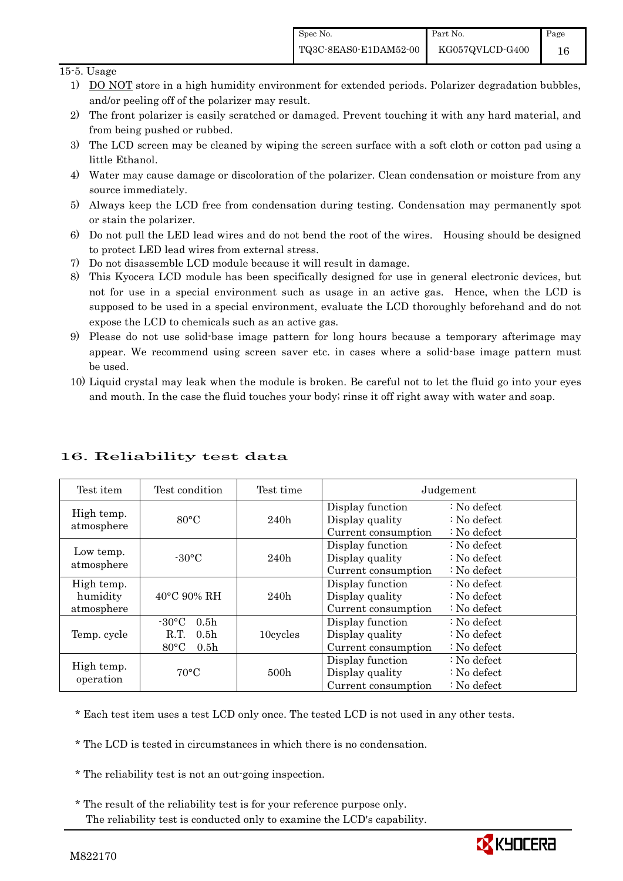15-5. Usage

1) DO NOT store in a high humidity environment for extended periods. Polarizer degradation bubbles, and/or peeling off of the polarizer may result.
2) The front polarizer is easily scratched or damaged. Prevent touching it with any hard material, and from being pushed or rubbed.
3) The LCD screen may be cleaned by wiping the screen surface with a soft cloth or cotton pad using a little Ethanol.
4) Water may cause damage or discoloration of the polarizer. Clean condensation or moisture from any source immediately.
5) Always keep the LCD free from condensation during testing. Condensation may permanently spot or stain the polarizer.
6) Do not pull the LED lead wires and do not bend the root of the wires. Housing should be designed to protect LED lead wires from external stress.
7) Do not disassemble LCD module because it will result in damage.
8) This Kyocera LCD module has been specifically designed for use in general electronic devices, but not for use in a special environment such as usage in an active gas. Hence, when the LCD is supposed to be used in a special environment, evaluate the LCD thoroughly beforehand and do not expose the LCD to chemicals such as an active gas.
9) Please do not use solid-base image pattern for long hours because a temporary afterimage may appear. We recommend using screen saver etc. in cases where a solid-base image pattern must be used.
10) Liquid crystal may leak when the module is broken. Be careful not to let the fluid go into your eyes and mouth. In the case the fluid touches your body; rinse it off right away with water and soap.

## 16. Reliability test data

| Test item | Test condition | Test time | Judgement |
|---|---|---|---|
| High temp. atmosphere | 80°C | 240h | Display function : No defect<br>Display quality : No defect<br>Current consumption : No defect |
| Low temp. atmosphere | -30°C | 240h | Display function : No defect<br>Display quality : No defect<br>Current consumption : No defect |
| High temp. humidity atmosphere | 40°C 90% RH | 240h | Display function : No defect<br>Display quality : No defect<br>Current consumption : No defect |
| Temp. cycle | -30°C 0.5h<br>R.T. 0.5h<br>80°C 0.5h | 10cycles | Display function : No defect<br>Display quality : No defect<br>Current consumption : No defect |
| High temp. operation | 70°C | 500h | Display function : No defect<br>Display quality : No defect<br>Current consumption : No defect |

* Each test item uses a test LCD only once. The tested LCD is not used in any other tests.

* The LCD is tested in circumstances in which there is no condensation.

* The reliability test is not an out-going inspection.

* The result of the reliability test is for your reference purpose only.
  The reliability test is conducted only to examine the LCD's capability.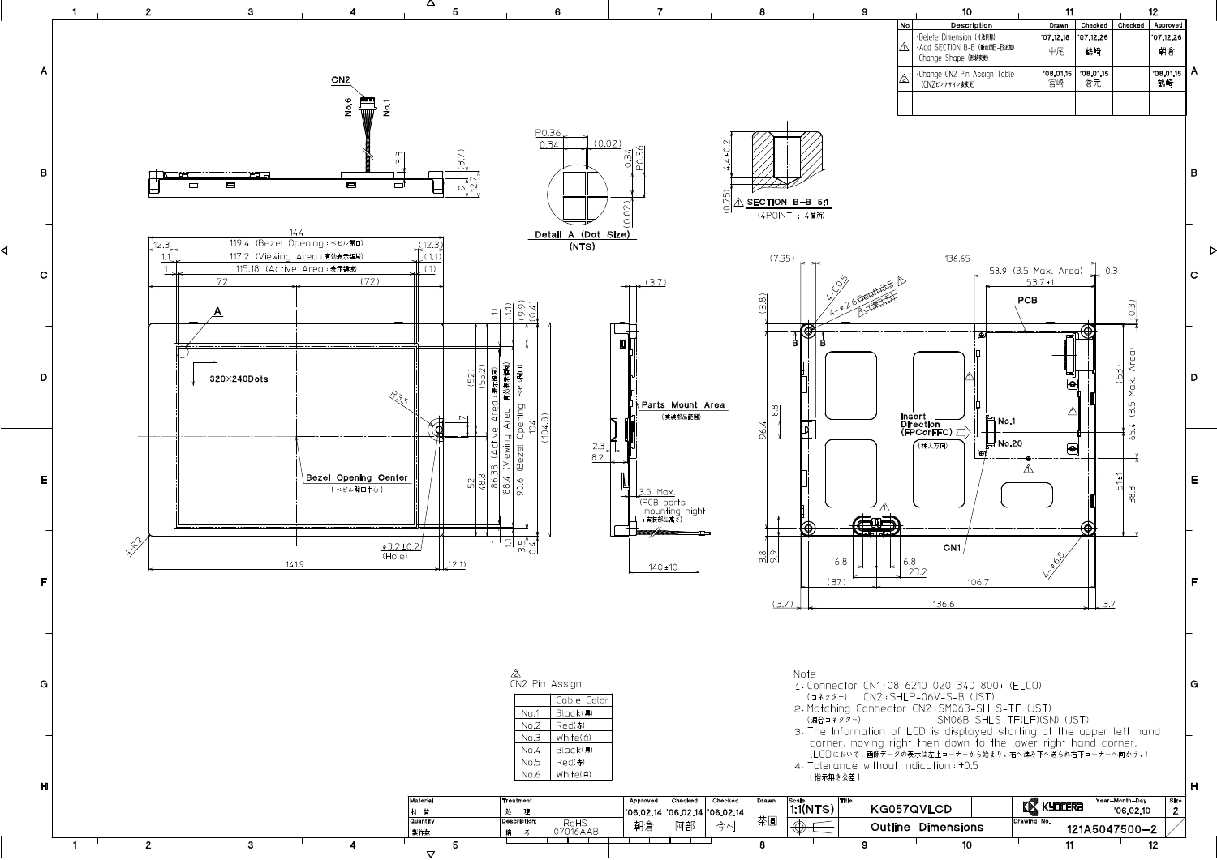| No | Description | Drawn | Checked | Checked | Approved |
|---|---|---|---|---|---|
| △ | ·Delete Dimension (寸法削除) ·Add SECTION B-B (断面図B-B追加) ·Change Shape (形状変更) | '07.12.18 中尾 | '07.12.26 鶴崎 | | '07.12.26 朝倉 |
| △ | ·Change CN2 Pin Assign Table (CN2ピンアサイン表変更) | '08.01.15 宮崎 | '08.01.15 倉元 | | '08.01.15 鶴崎 |

Detail A (Dot Size) (NTS)

SECTION B-B 5:1 (4POINT : 4箇所)

320×240Dots

Bezel Opening Center (ベゼル開口中心)

Parts Mount Area (実装部品範囲)

3.5 Max. (PCB parts mounting hight (実装部品高さ))

Insert Direction (FPCorFFC) (挿入方向)

△ CN2 Pin Assign

| | Cable Color |
|---|---|
| No.1 | Black(黒) |
| No.2 | Red(赤) |
| No.3 | White(白) |
| No.4 | Black(黒) |
| No.5 | Red(赤) |
| No.6 | White(白) |

Note

1. Connector CN1:08-6210-020-340-800+ (ELCO)
   (コネクター) CN2:SHLP-06V-S-B (JST)
2. Matching Connector CN2:SM06B-SHLS-TF (JST)
   (適合コネクター) SM06B-SHLS-TF(LF)(SN) (JST)
3. The Information of LCD is displayed starting at the upper left hand corner, moving right then down to the lower right hand corner.
   (LCDにおいて、画像データの表示は左上コーナーから始まり、右へ進み下へ送られ右下コーナーへ向かう。)
4. Tolerance without indication : ±0.5
   (指示無き公差)

| Material 材質 | Treatment 処理 | Approved | Checked | Checked | Drawn | Scale | Title | | Year-Month-Day | Size |
|---|---|---|---|---|---|---|---|---|---|---|
| Quantity 製作数 | Description; 備考 RoHS 07016AAB | '06.02.14 朝倉 | '06.02.14 阿部 | '06.02.14 今村 | 茶園 | 1:1(NTS) | KG057QVLCD Outline Dimensions | KYOCERA | '06.02.10 | 2 |
| | | | | | | | | Drawing No. 121A5047500-2 | | |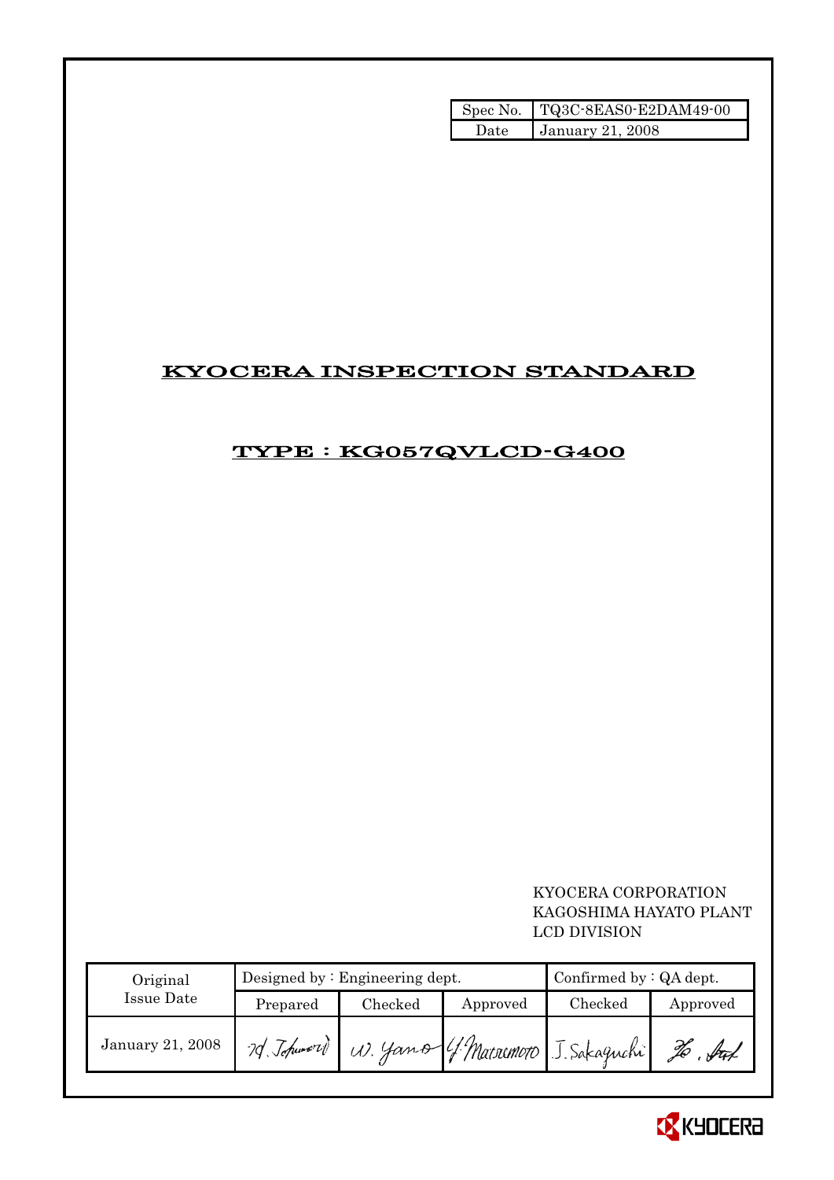| Spec No. | TQ3C-8EAS0-E2DAM49-00 |
| --- | --- |
| Date | January 21, 2008 |

# KYOCERA INSPECTION STANDARD

## TYPE : KG057QVLCD-G400

KYOCERA CORPORATION
KAGOSHIMA HAYATO PLANT
LCD DIVISION

| Original Issue Date | Designed by : Engineering dept. | | | Confirmed by : QA dept. | |
| --- | --- | --- | --- | --- | --- |
| | Prepared | Checked | Approved | Checked | Approved |
| January 21, 2008 | M. Tofumori | W. Yano | Y. Matsumoto | J. Sakaguchi | To. Sat |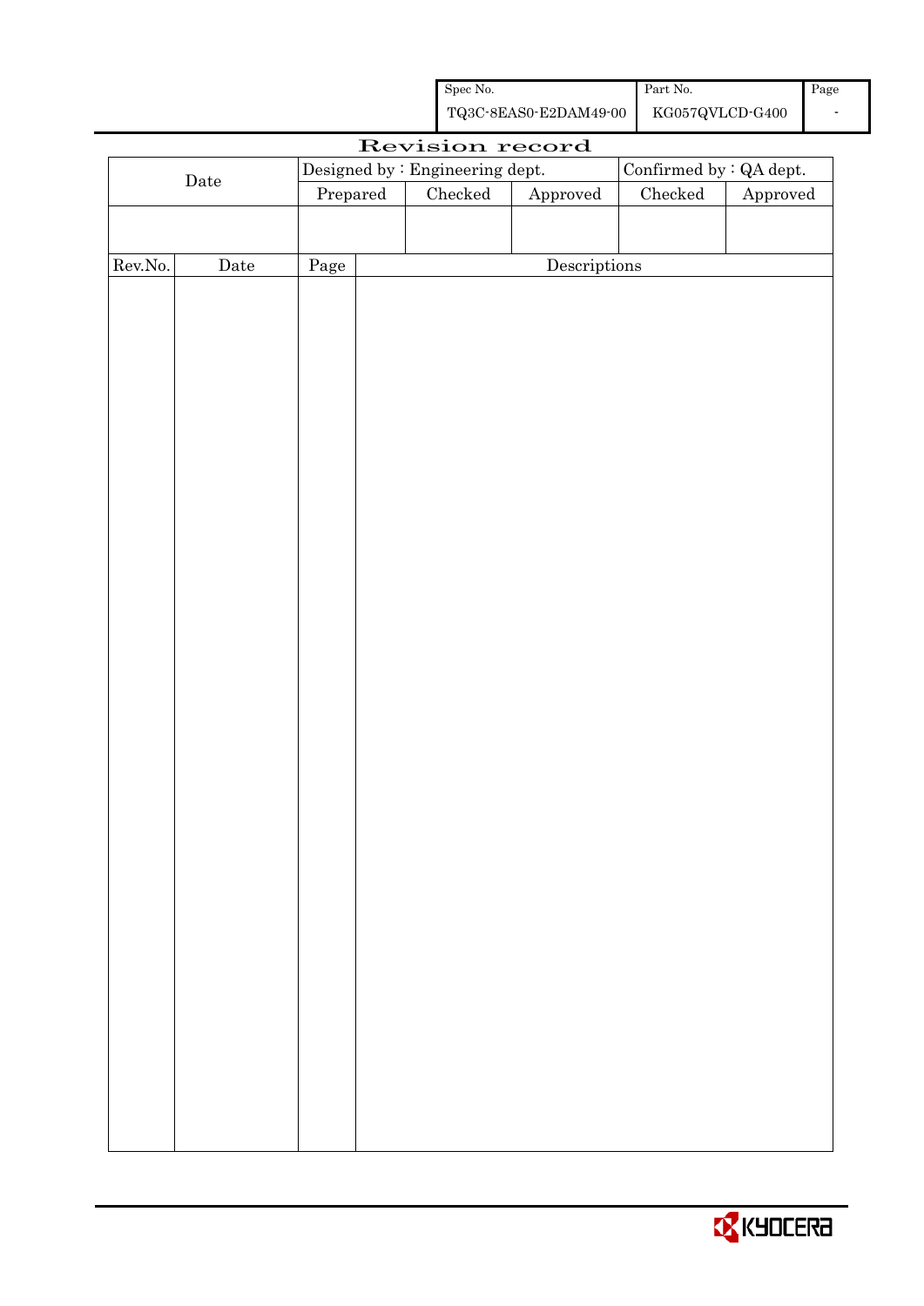| Spec No. | Part No. | Page |
|---|---|---|
| TQ3C-8EAS0-E2DAM49-00 | KG057QVLCD-G400 | - |

# Revision record

| Date | Designed by : Engineering dept. | | | Confirmed by : QA dept. | |
|---|---|---|---|---|---|
| | Prepared | Checked | Approved | Checked | Approved |
| | | | | | |

| Rev.No. | Date | Page | Descriptions |
|---|---|---|---|
| | | | |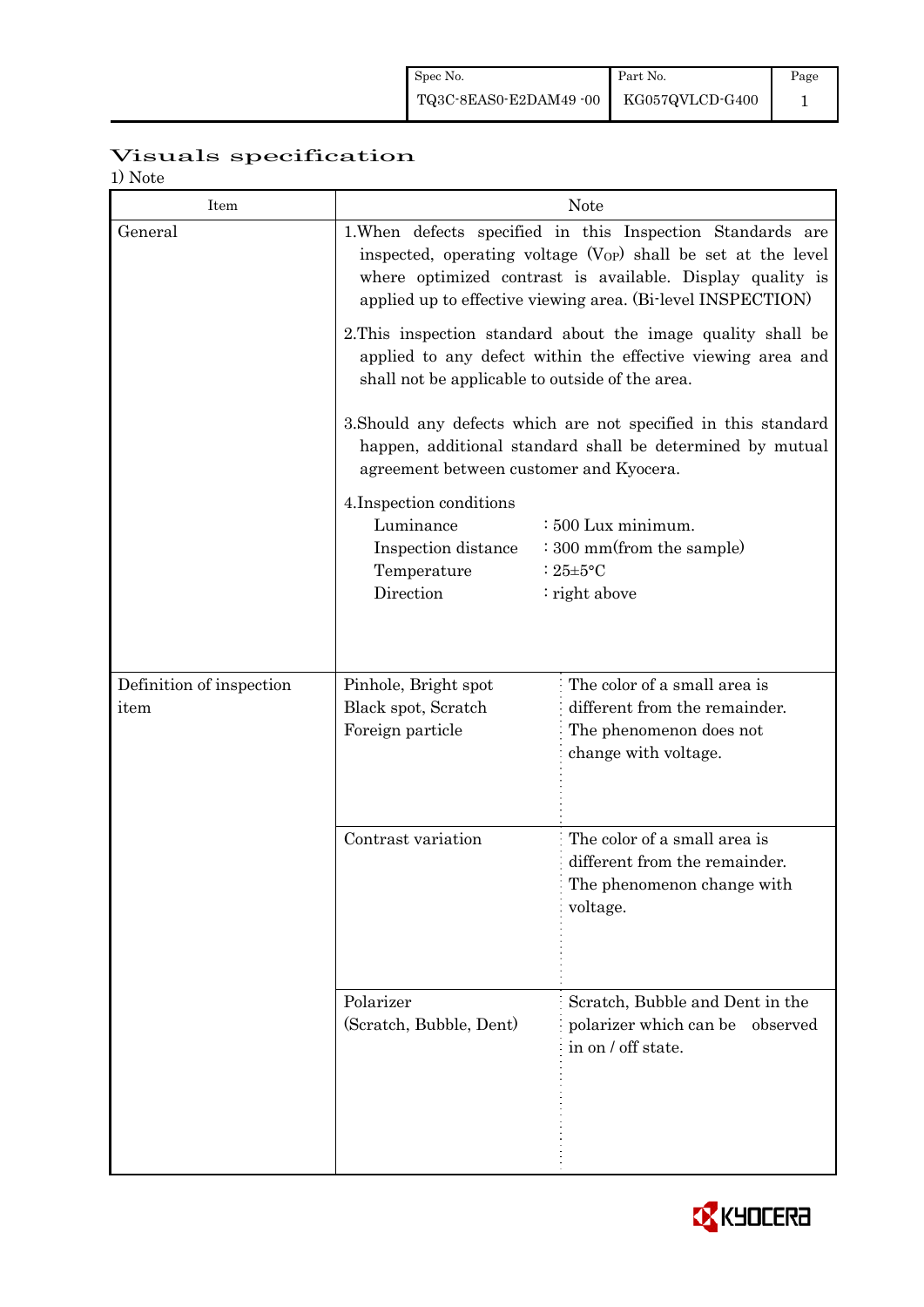# Visuals specification

1) Note

| Item | Note | |
|---|---|---|
| General | 1.When defects specified in this Inspection Standards are inspected, operating voltage ($V_{OP}$) shall be set at the level where optimized contrast is available. Display quality is applied up to effective viewing area. (Bi-level INSPECTION)<br><br>2.This inspection standard about the image quality shall be applied to any defect within the effective viewing area and shall not be applicable to outside of the area.<br><br>3.Should any defects which are not specified in this standard happen, additional standard shall be determined by mutual agreement between customer and Kyocera.<br><br>4.Inspection conditions<br>Luminance : 500 Lux minimum.<br>Inspection distance : 300 mm(from the sample)<br>Temperature : 25±5°C<br>Direction : right above | |
| Definition of inspection item | Pinhole, Bright spot<br>Black spot, Scratch<br>Foreign particle | The color of a small area is different from the remainder. The phenomenon does not change with voltage. |
| | Contrast variation | The color of a small area is different from the remainder. The phenomenon change with voltage. |
| | Polarizer<br>(Scratch, Bubble, Dent) | Scratch, Bubble and Dent in the polarizer which can be observed in on / off state. |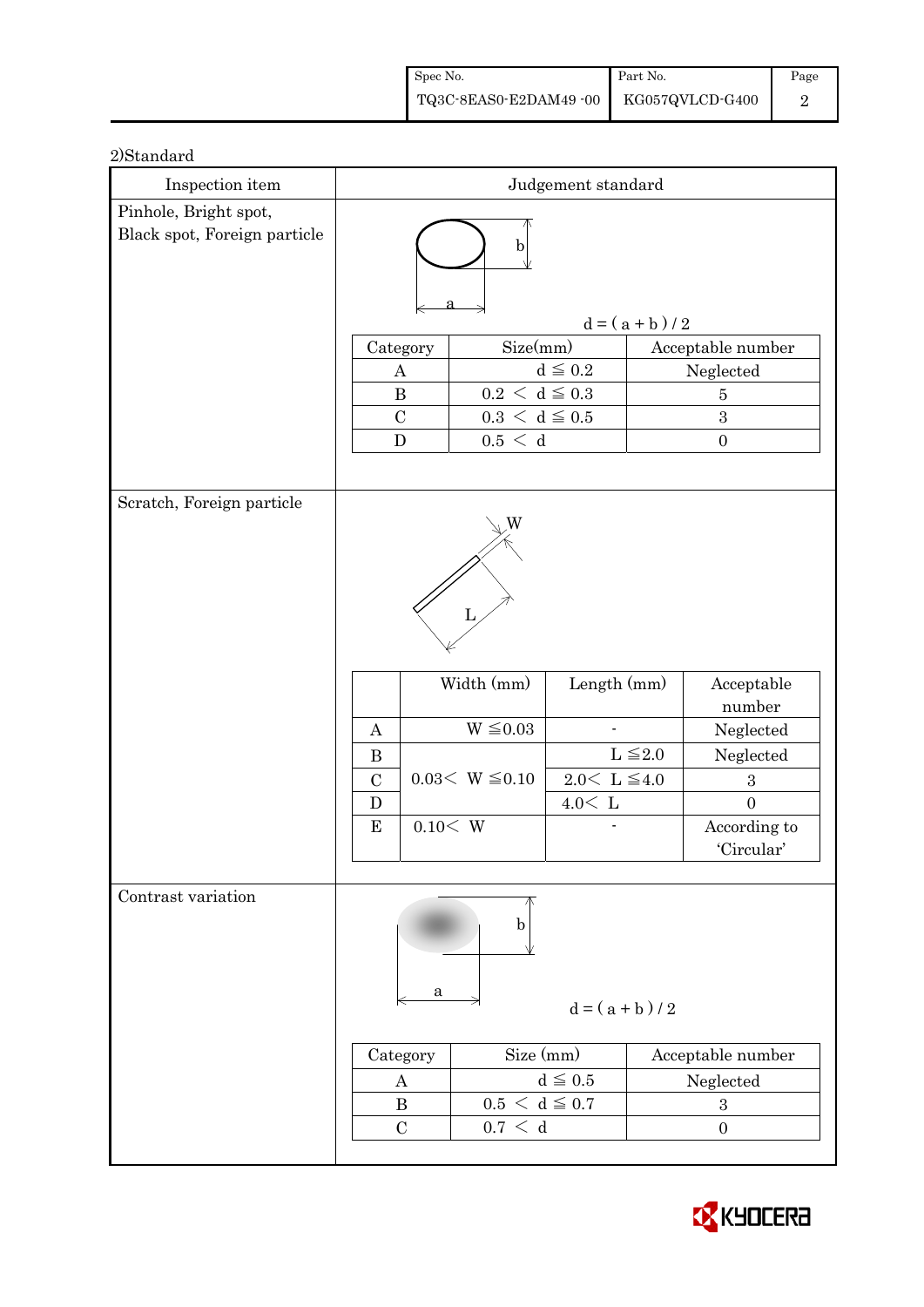2)Standard

| Inspection item | Judgement standard |
|---|---|
| Pinhole, Bright spot, Black spot, Foreign particle | $d = (a + b) / 2$ |
| Scratch, Foreign particle | |
| Contrast variation | $d = (a + b) / 2$ |

**Pinhole, Bright spot, Black spot, Foreign particle**

$d = (a + b) / 2$

| Category | Size(mm) | Acceptable number |
|---|---|---|
| A | $d \leqq 0.2$ | Neglected |
| B | $0.2 < d \leqq 0.3$ | 5 |
| C | $0.3 < d \leqq 0.5$ | 3 |
| D | $0.5 < d$ | 0 |

**Scratch, Foreign particle**

| | Width (mm) | Length (mm) | Acceptable number |
|---|---|---|---|
| A | $W \leqq 0.03$ | - | Neglected |
| B | $0.03 < W \leqq 0.10$ | $L \leqq 2.0$ | Neglected |
| C | | $2.0 < L \leqq 4.0$ | 3 |
| D | | $4.0 < L$ | 0 |
| E | $0.10 < W$ | - | According to 'Circular' |

**Contrast variation**

$d = (a + b) / 2$

| Category | Size (mm) | Acceptable number |
|---|---|---|
| A | $d \leqq 0.5$ | Neglected |
| B | $0.5 < d \leqq 0.7$ | 3 |
| C | $0.7 < d$ | 0 |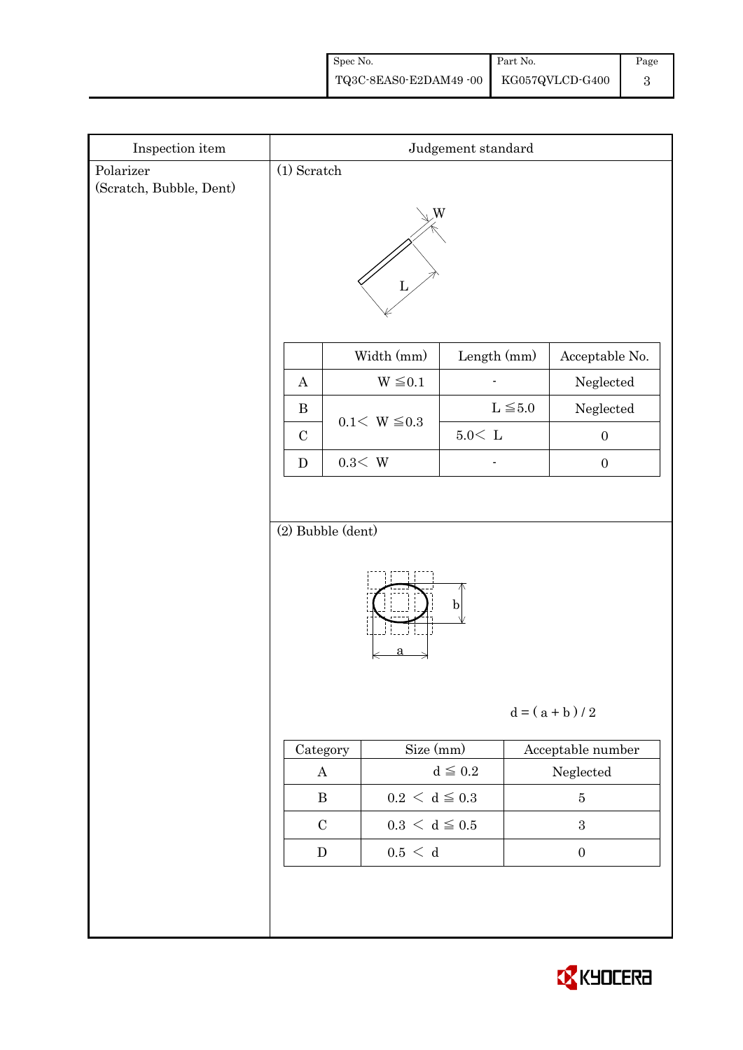| Inspection item | Judgement standard |
|---|---|
| Polarizer (Scratch, Bubble, Dent) | (1) Scratch |

W

L

| | Width (mm) | Length (mm) | Acceptable No. |
|---|---|---|---|
| A | W ≦0.1 | - | Neglected |
| B | 0.1< W ≦0.3 | L ≦5.0 | Neglected |
| C | | 5.0< L | 0 |
| D | 0.3< W | - | 0 |

(2) Bubble (dent)

b

a

$d = ( a + b ) / 2$

| Category | Size (mm) | Acceptable number |
|---|---|---|
| A | d ≦ 0.2 | Neglected |
| B | 0.2 < d ≦ 0.3 | 5 |
| C | 0.3 < d ≦ 0.5 | 3 |
| D | 0.5 < d | 0 |